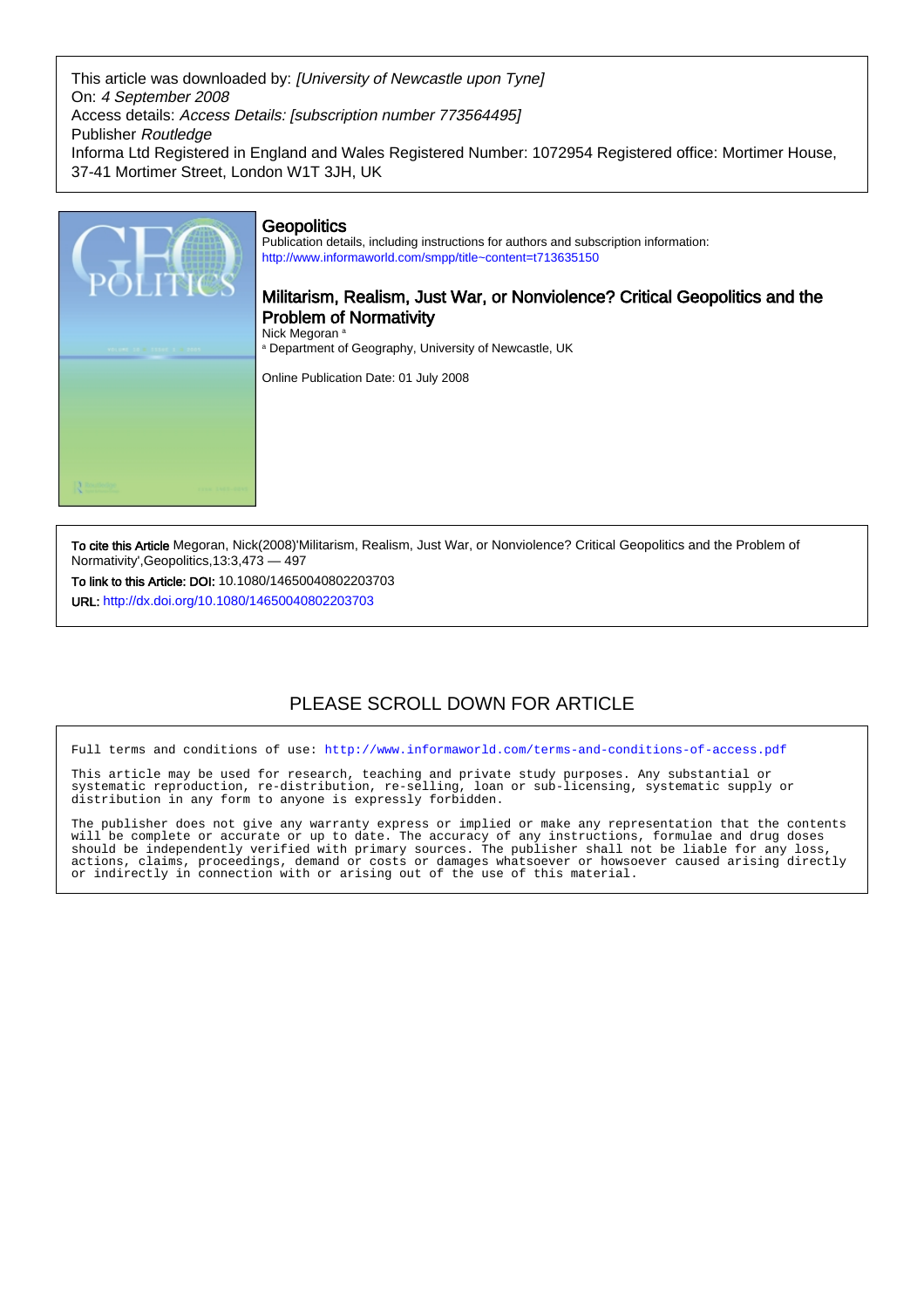This article was downloaded by: *[University of Newcastle upon Tyne]*
On: *4 September 2008*
Access details: *Access Details: [subscription number 773564495]*
Publisher *Routledge*
Informa Ltd Registered in England and Wales Registered Number: 1072954 Registered office: Mortimer House, 37-41 Mortimer Street, London W1T 3JH, UK

## Geopolitics

Publication details, including instructions for authors and subscription information:
http://www.informaworld.com/smpp/title~content=t713635150

# Militarism, Realism, Just War, or Nonviolence? Critical Geopolitics and the Problem of Normativity

Nick Megoran [a]

[a] Department of Geography, University of Newcastle, UK

Online Publication Date: 01 July 2008

**To cite this Article** Megoran, Nick(2008)'Militarism, Realism, Just War, or Nonviolence? Critical Geopolitics and the Problem of Normativity',Geopolitics,13:3,473 — 497

**To link to this Article: DOI:** 10.1080/14650040802203703

**URL:** http://dx.doi.org/10.1080/14650040802203703

PLEASE SCROLL DOWN FOR ARTICLE

Full terms and conditions of use: http://www.informaworld.com/terms-and-conditions-of-access.pdf

This article may be used for research, teaching and private study purposes. Any substantial or systematic reproduction, re-distribution, re-selling, loan or sub-licensing, systematic supply or distribution in any form to anyone is expressly forbidden.

The publisher does not give any warranty express or implied or make any representation that the contents will be complete or accurate or up to date. The accuracy of any instructions, formulae and drug doses should be independently verified with primary sources. The publisher shall not be liable for any loss, actions, claims, proceedings, demand or costs or damages whatsoever or howsoever caused arising directly or indirectly in connection with or arising out of the use of this material.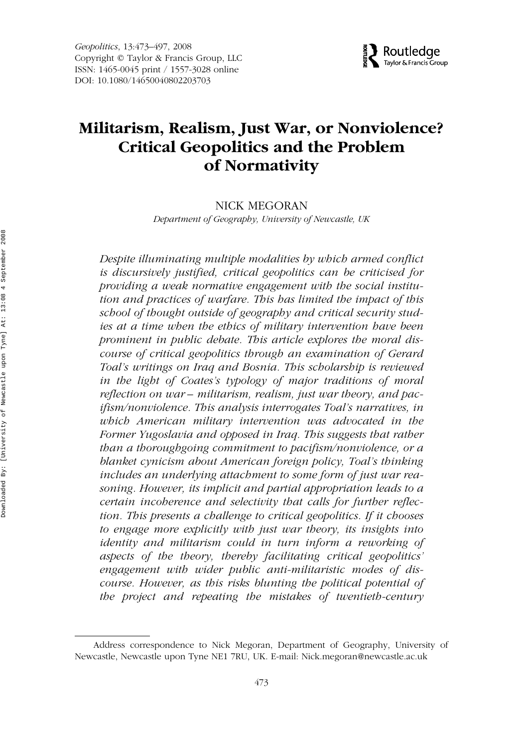# Militarism, Realism, Just War, or Nonviolence? Critical Geopolitics and the Problem of Normativity

NICK MEGORAN

*Department of Geography, University of Newcastle, UK*

*Despite illuminating multiple modalities by which armed conflict is discursively justified, critical geopolitics can be criticised for providing a weak normative engagement with the social institution and practices of warfare. This has limited the impact of this school of thought outside of geography and critical security studies at a time when the ethics of military intervention have been prominent in public debate. This article explores the moral discourse of critical geopolitics through an examination of Gerard Toal's writings on Iraq and Bosnia. This scholarship is reviewed in the light of Coates's typology of major traditions of moral reflection on war – militarism, realism, just war theory, and pacifism/nonviolence. This analysis interrogates Toal's narratives, in which American military intervention was advocated in the Former Yugoslavia and opposed in Iraq. This suggests that rather than a thoroughgoing commitment to pacifism/nonviolence, or a blanket cynicism about American foreign policy, Toal's thinking includes an underlying attachment to some form of just war reasoning. However, its implicit and partial appropriation leads to a certain incoherence and selectivity that calls for further reflection. This presents a challenge to critical geopolitics. If it chooses to engage more explicitly with just war theory, its insights into identity and militarism could in turn inform a reworking of aspects of the theory, thereby facilitating critical geopolitics' engagement with wider public anti-militaristic modes of discourse. However, as this risks blunting the political potential of the project and repeating the mistakes of twentieth-century*

Address correspondence to Nick Megoran, Department of Geography, University of Newcastle, Newcastle upon Tyne NE1 7RU, UK. E-mail: Nick.megoran@newcastle.ac.uk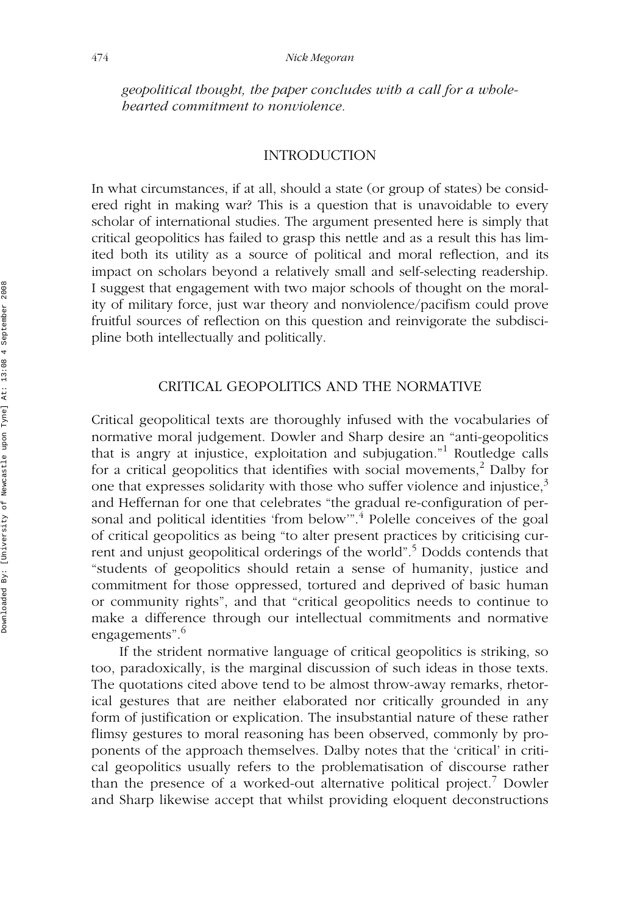*geopolitical thought, the paper concludes with a call for a whole-hearted commitment to nonviolence.*

## INTRODUCTION

In what circumstances, if at all, should a state (or group of states) be considered right in making war? This is a question that is unavoidable to every scholar of international studies. The argument presented here is simply that critical geopolitics has failed to grasp this nettle and as a result this has limited both its utility as a source of political and moral reflection, and its impact on scholars beyond a relatively small and self-selecting readership. I suggest that engagement with two major schools of thought on the morality of military force, just war theory and nonviolence/pacifism could prove fruitful sources of reflection on this question and reinvigorate the subdiscipline both intellectually and politically.

## CRITICAL GEOPOLITICS AND THE NORMATIVE

Critical geopolitical texts are thoroughly infused with the vocabularies of normative moral judgement. Dowler and Sharp desire an "anti-geopolitics that is angry at injustice, exploitation and subjugation."[1] Routledge calls for a critical geopolitics that identifies with social movements,[2] Dalby for one that expresses solidarity with those who suffer violence and injustice,[3] and Heffernan for one that celebrates "the gradual re-configuration of personal and political identities 'from below'".[4] Polelle conceives of the goal of critical geopolitics as being "to alter present practices by criticising current and unjust geopolitical orderings of the world".[5] Dodds contends that "students of geopolitics should retain a sense of humanity, justice and commitment for those oppressed, tortured and deprived of basic human or community rights", and that "critical geopolitics needs to continue to make a difference through our intellectual commitments and normative engagements".[6]

If the strident normative language of critical geopolitics is striking, so too, paradoxically, is the marginal discussion of such ideas in those texts. The quotations cited above tend to be almost throw-away remarks, rhetorical gestures that are neither elaborated nor critically grounded in any form of justification or explication. The insubstantial nature of these rather flimsy gestures to moral reasoning has been observed, commonly by proponents of the approach themselves. Dalby notes that the 'critical' in critical geopolitics usually refers to the problematisation of discourse rather than the presence of a worked-out alternative political project.[7] Dowler and Sharp likewise accept that whilst providing eloquent deconstructions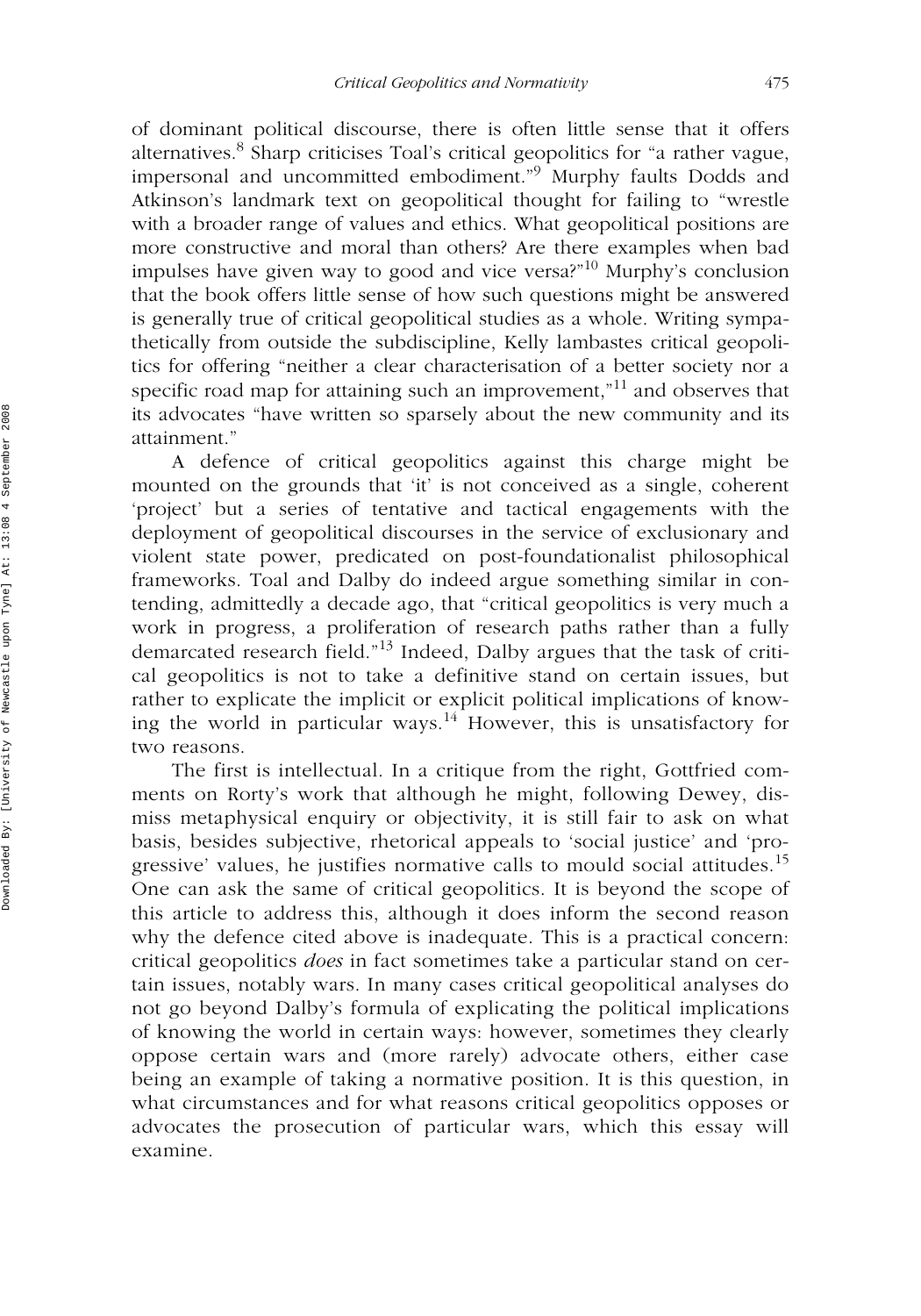of dominant political discourse, there is often little sense that it offers alternatives.[8] Sharp criticises Toal's critical geopolitics for "a rather vague, impersonal and uncommitted embodiment."[9] Murphy faults Dodds and Atkinson's landmark text on geopolitical thought for failing to "wrestle with a broader range of values and ethics. What geopolitical positions are more constructive and moral than others? Are there examples when bad impulses have given way to good and vice versa?"[10] Murphy's conclusion that the book offers little sense of how such questions might be answered is generally true of critical geopolitical studies as a whole. Writing sympathetically from outside the subdiscipline, Kelly lambastes critical geopolitics for offering "neither a clear characterisation of a better society nor a specific road map for attaining such an improvement,"[11] and observes that its advocates "have written so sparsely about the new community and its attainment."

A defence of critical geopolitics against this charge might be mounted on the grounds that 'it' is not conceived as a single, coherent 'project' but a series of tentative and tactical engagements with the deployment of geopolitical discourses in the service of exclusionary and violent state power, predicated on post-foundationalist philosophical frameworks. Toal and Dalby do indeed argue something similar in contending, admittedly a decade ago, that "critical geopolitics is very much a work in progress, a proliferation of research paths rather than a fully demarcated research field."[13] Indeed, Dalby argues that the task of critical geopolitics is not to take a definitive stand on certain issues, but rather to explicate the implicit or explicit political implications of knowing the world in particular ways.[14] However, this is unsatisfactory for two reasons.

The first is intellectual. In a critique from the right, Gottfried comments on Rorty's work that although he might, following Dewey, dismiss metaphysical enquiry or objectivity, it is still fair to ask on what basis, besides subjective, rhetorical appeals to 'social justice' and 'progressive' values, he justifies normative calls to mould social attitudes.[15] One can ask the same of critical geopolitics. It is beyond the scope of this article to address this, although it does inform the second reason why the defence cited above is inadequate. This is a practical concern: critical geopolitics *does* in fact sometimes take a particular stand on certain issues, notably wars. In many cases critical geopolitical analyses do not go beyond Dalby's formula of explicating the political implications of knowing the world in certain ways: however, sometimes they clearly oppose certain wars and (more rarely) advocate others, either case being an example of taking a normative position. It is this question, in what circumstances and for what reasons critical geopolitics opposes or advocates the prosecution of particular wars, which this essay will examine.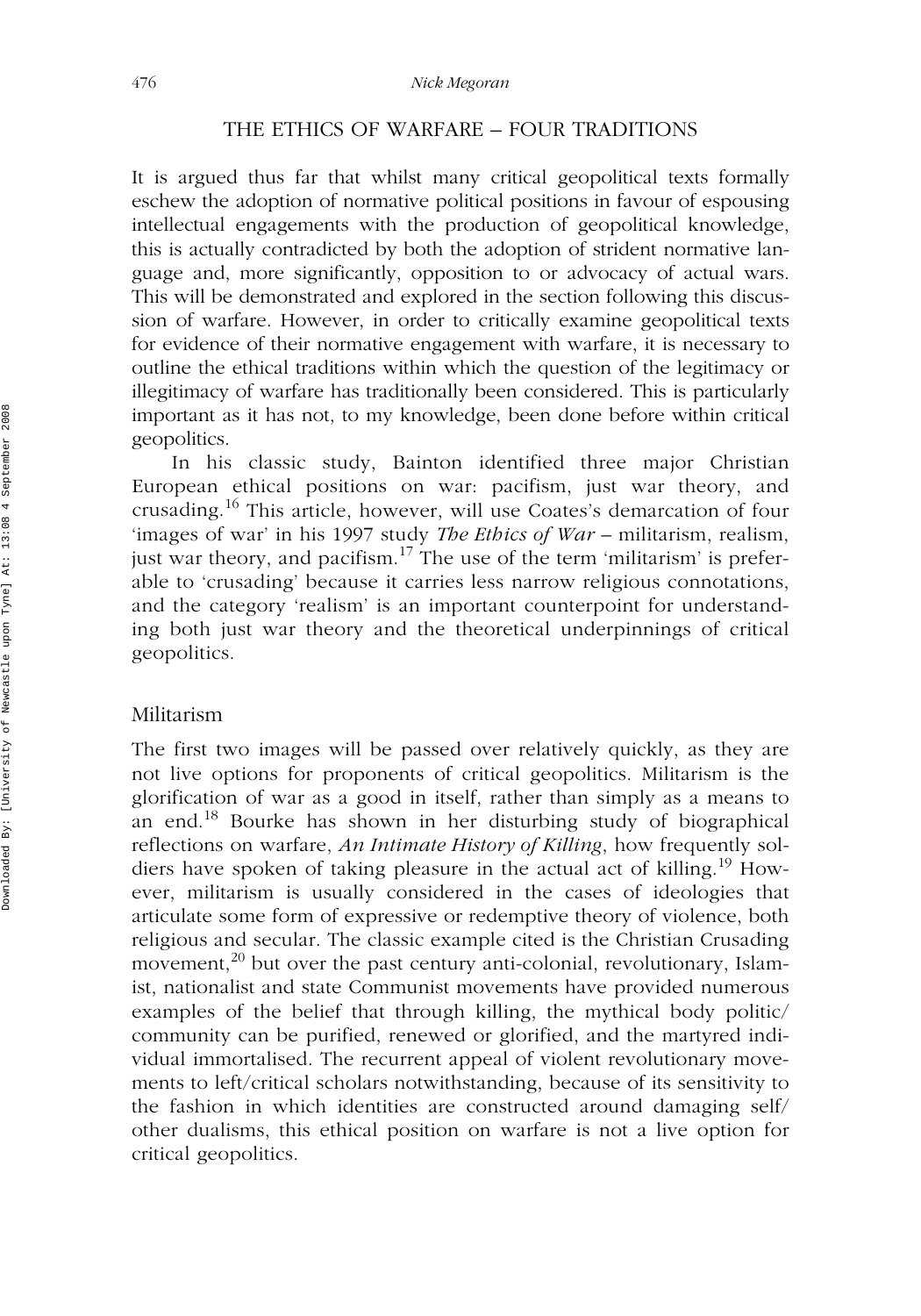## THE ETHICS OF WARFARE – FOUR TRADITIONS

It is argued thus far that whilst many critical geopolitical texts formally eschew the adoption of normative political positions in favour of espousing intellectual engagements with the production of geopolitical knowledge, this is actually contradicted by both the adoption of strident normative language and, more significantly, opposition to or advocacy of actual wars. This will be demonstrated and explored in the section following this discussion of warfare. However, in order to critically examine geopolitical texts for evidence of their normative engagement with warfare, it is necessary to outline the ethical traditions within which the question of the legitimacy or illegitimacy of warfare has traditionally been considered. This is particularly important as it has not, to my knowledge, been done before within critical geopolitics.

In his classic study, Bainton identified three major Christian European ethical positions on war: pacifism, just war theory, and crusading.[16] This article, however, will use Coates's demarcation of four 'images of war' in his 1997 study *The Ethics of War* – militarism, realism, just war theory, and pacifism.[17] The use of the term 'militarism' is preferable to 'crusading' because it carries less narrow religious connotations, and the category 'realism' is an important counterpoint for understanding both just war theory and the theoretical underpinnings of critical geopolitics.

### Militarism

The first two images will be passed over relatively quickly, as they are not live options for proponents of critical geopolitics. Militarism is the glorification of war as a good in itself, rather than simply as a means to an end.[18] Bourke has shown in her disturbing study of biographical reflections on warfare, *An Intimate History of Killing*, how frequently soldiers have spoken of taking pleasure in the actual act of killing.[19] However, militarism is usually considered in the cases of ideologies that articulate some form of expressive or redemptive theory of violence, both religious and secular. The classic example cited is the Christian Crusading movement,[20] but over the past century anti-colonial, revolutionary, Islamist, nationalist and state Communist movements have provided numerous examples of the belief that through killing, the mythical body politic/community can be purified, renewed or glorified, and the martyred individual immortalised. The recurrent appeal of violent revolutionary movements to left/critical scholars notwithstanding, because of its sensitivity to the fashion in which identities are constructed around damaging self/other dualisms, this ethical position on warfare is not a live option for critical geopolitics.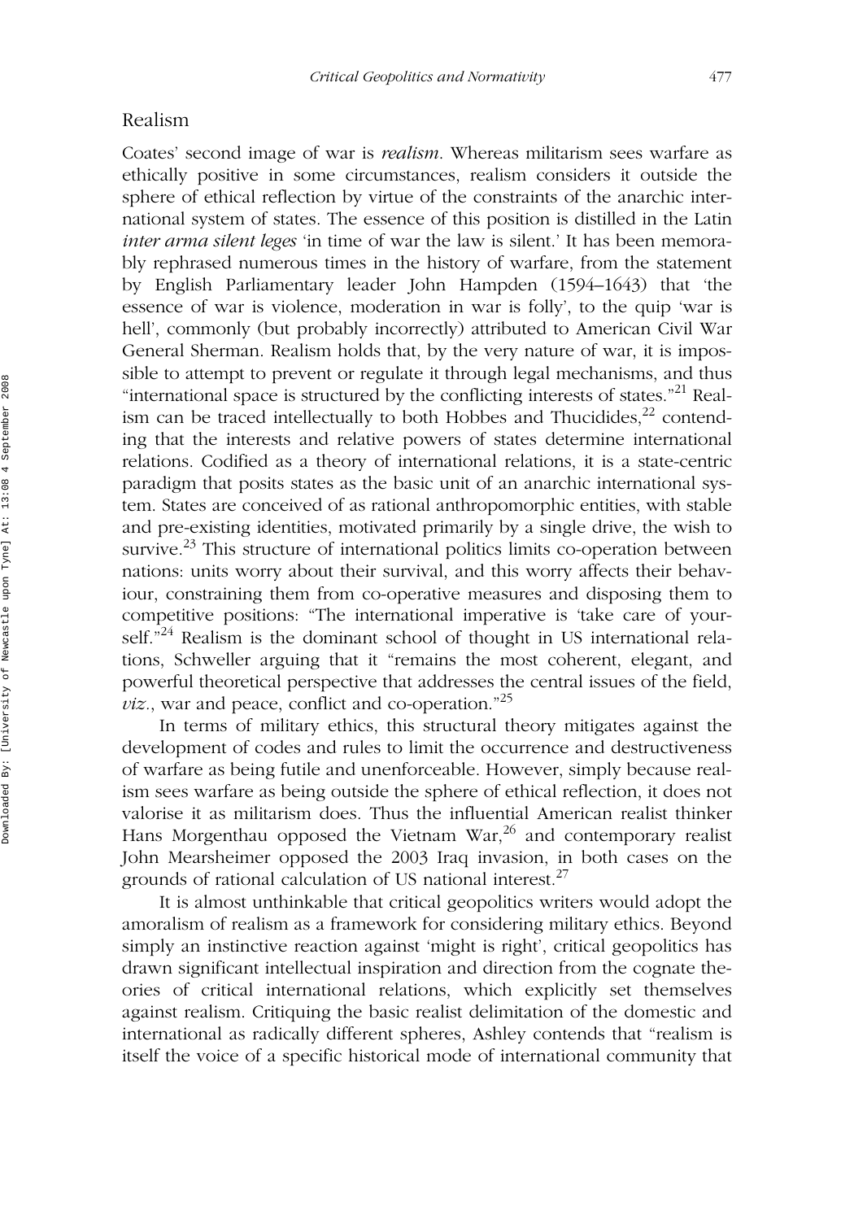## Realism

Coates' second image of war is *realism*. Whereas militarism sees warfare as ethically positive in some circumstances, realism considers it outside the sphere of ethical reflection by virtue of the constraints of the anarchic international system of states. The essence of this position is distilled in the Latin *inter arma silent leges* 'in time of war the law is silent.' It has been memorably rephrased numerous times in the history of warfare, from the statement by English Parliamentary leader John Hampden (1594–1643) that 'the essence of war is violence, moderation in war is folly', to the quip 'war is hell', commonly (but probably incorrectly) attributed to American Civil War General Sherman. Realism holds that, by the very nature of war, it is impossible to attempt to prevent or regulate it through legal mechanisms, and thus "international space is structured by the conflicting interests of states."[21] Realism can be traced intellectually to both Hobbes and Thucidides,[22] contending that the interests and relative powers of states determine international relations. Codified as a theory of international relations, it is a state-centric paradigm that posits states as the basic unit of an anarchic international system. States are conceived of as rational anthropomorphic entities, with stable and pre-existing identities, motivated primarily by a single drive, the wish to survive.[23] This structure of international politics limits co-operation between nations: units worry about their survival, and this worry affects their behaviour, constraining them from co-operative measures and disposing them to competitive positions: "The international imperative is 'take care of yourself.'"[24] Realism is the dominant school of thought in US international relations, Schweller arguing that it "remains the most coherent, elegant, and powerful theoretical perspective that addresses the central issues of the field, *viz*., war and peace, conflict and co-operation."[25]

In terms of military ethics, this structural theory mitigates against the development of codes and rules to limit the occurrence and destructiveness of warfare as being futile and unenforceable. However, simply because realism sees warfare as being outside the sphere of ethical reflection, it does not valorise it as militarism does. Thus the influential American realist thinker Hans Morgenthau opposed the Vietnam War,[26] and contemporary realist John Mearsheimer opposed the 2003 Iraq invasion, in both cases on the grounds of rational calculation of US national interest.[27]

It is almost unthinkable that critical geopolitics writers would adopt the amoralism of realism as a framework for considering military ethics. Beyond simply an instinctive reaction against 'might is right', critical geopolitics has drawn significant intellectual inspiration and direction from the cognate theories of critical international relations, which explicitly set themselves against realism. Critiquing the basic realist delimitation of the domestic and international as radically different spheres, Ashley contends that "realism is itself the voice of a specific historical mode of international community that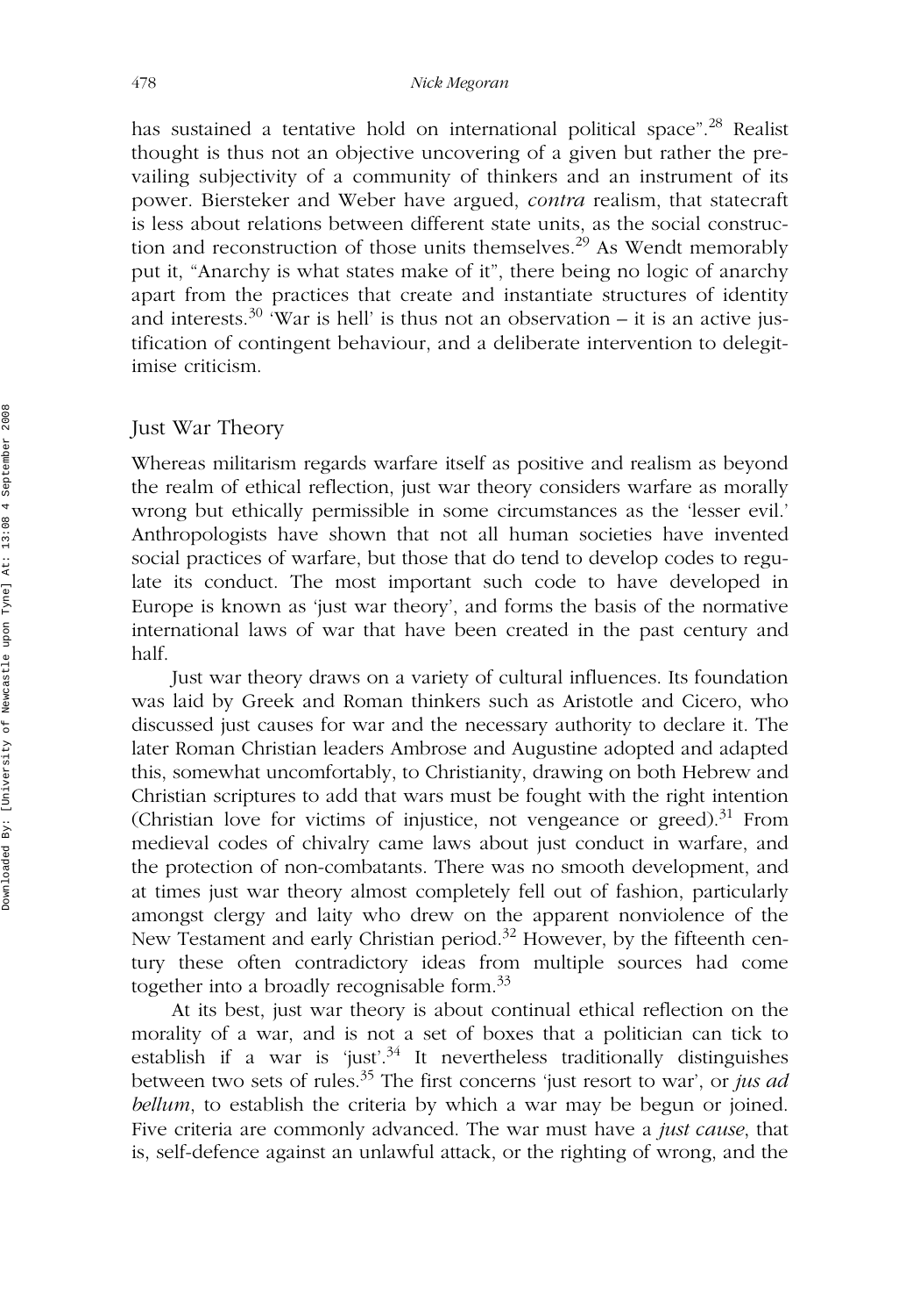has sustained a tentative hold on international political space".[28] Realist thought is thus not an objective uncovering of a given but rather the prevailing subjectivity of a community of thinkers and an instrument of its power. Biersteker and Weber have argued, *contra* realism, that statecraft is less about relations between different state units, as the social construction and reconstruction of those units themselves.[29] As Wendt memorably put it, "Anarchy is what states make of it", there being no logic of anarchy apart from the practices that create and instantiate structures of identity and interests.[30] 'War is hell' is thus not an observation – it is an active justification of contingent behaviour, and a deliberate intervention to delegitimise criticism.

## Just War Theory

Whereas militarism regards warfare itself as positive and realism as beyond the realm of ethical reflection, just war theory considers warfare as morally wrong but ethically permissible in some circumstances as the 'lesser evil.' Anthropologists have shown that not all human societies have invented social practices of warfare, but those that do tend to develop codes to regulate its conduct. The most important such code to have developed in Europe is known as 'just war theory', and forms the basis of the normative international laws of war that have been created in the past century and half.

Just war theory draws on a variety of cultural influences. Its foundation was laid by Greek and Roman thinkers such as Aristotle and Cicero, who discussed just causes for war and the necessary authority to declare it. The later Roman Christian leaders Ambrose and Augustine adopted and adapted this, somewhat uncomfortably, to Christianity, drawing on both Hebrew and Christian scriptures to add that wars must be fought with the right intention (Christian love for victims of injustice, not vengeance or greed).[31] From medieval codes of chivalry came laws about just conduct in warfare, and the protection of non-combatants. There was no smooth development, and at times just war theory almost completely fell out of fashion, particularly amongst clergy and laity who drew on the apparent nonviolence of the New Testament and early Christian period.[32] However, by the fifteenth century these often contradictory ideas from multiple sources had come together into a broadly recognisable form.[33]

At its best, just war theory is about continual ethical reflection on the morality of a war, and is not a set of boxes that a politician can tick to establish if a war is 'just'.[34] It nevertheless traditionally distinguishes between two sets of rules.[35] The first concerns 'just resort to war', or *jus ad bellum*, to establish the criteria by which a war may be begun or joined. Five criteria are commonly advanced. The war must have a *just cause*, that is, self-defence against an unlawful attack, or the righting of wrong, and the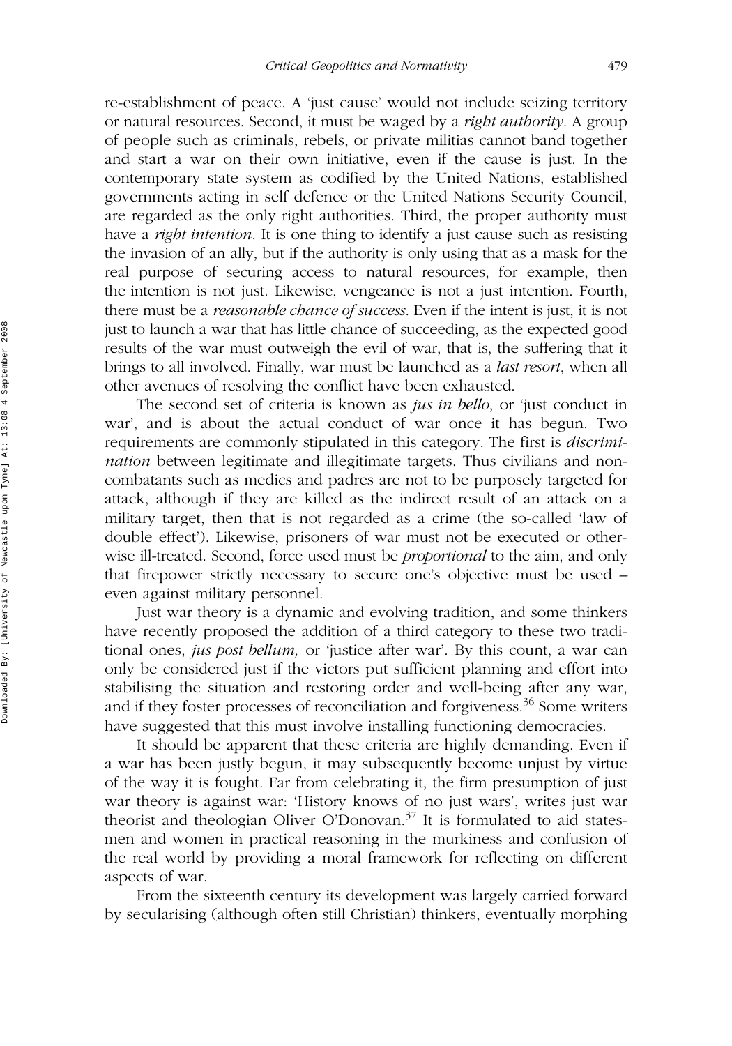re-establishment of peace. A 'just cause' would not include seizing territory or natural resources. Second, it must be waged by a *right authority*. A group of people such as criminals, rebels, or private militias cannot band together and start a war on their own initiative, even if the cause is just. In the contemporary state system as codified by the United Nations, established governments acting in self defence or the United Nations Security Council, are regarded as the only right authorities. Third, the proper authority must have a *right intention*. It is one thing to identify a just cause such as resisting the invasion of an ally, but if the authority is only using that as a mask for the real purpose of securing access to natural resources, for example, then the intention is not just. Likewise, vengeance is not a just intention. Fourth, there must be a *reasonable chance of success*. Even if the intent is just, it is not just to launch a war that has little chance of succeeding, as the expected good results of the war must outweigh the evil of war, that is, the suffering that it brings to all involved. Finally, war must be launched as a *last resort*, when all other avenues of resolving the conflict have been exhausted.

The second set of criteria is known as *jus in bello*, or 'just conduct in war', and is about the actual conduct of war once it has begun. Two requirements are commonly stipulated in this category. The first is *discrimination* between legitimate and illegitimate targets. Thus civilians and non-combatants such as medics and padres are not to be purposely targeted for attack, although if they are killed as the indirect result of an attack on a military target, then that is not regarded as a crime (the so-called 'law of double effect'). Likewise, prisoners of war must not be executed or otherwise ill-treated. Second, force used must be *proportional* to the aim, and only that firepower strictly necessary to secure one's objective must be used – even against military personnel.

Just war theory is a dynamic and evolving tradition, and some thinkers have recently proposed the addition of a third category to these two traditional ones, *jus post bellum,* or 'justice after war'. By this count, a war can only be considered just if the victors put sufficient planning and effort into stabilising the situation and restoring order and well-being after any war, and if they foster processes of reconciliation and forgiveness.[36] Some writers have suggested that this must involve installing functioning democracies.

It should be apparent that these criteria are highly demanding. Even if a war has been justly begun, it may subsequently become unjust by virtue of the way it is fought. Far from celebrating it, the firm presumption of just war theory is against war: 'History knows of no just wars', writes just war theorist and theologian Oliver O'Donovan.[37] It is formulated to aid statesmen and women in practical reasoning in the murkiness and confusion of the real world by providing a moral framework for reflecting on different aspects of war.

From the sixteenth century its development was largely carried forward by secularising (although often still Christian) thinkers, eventually morphing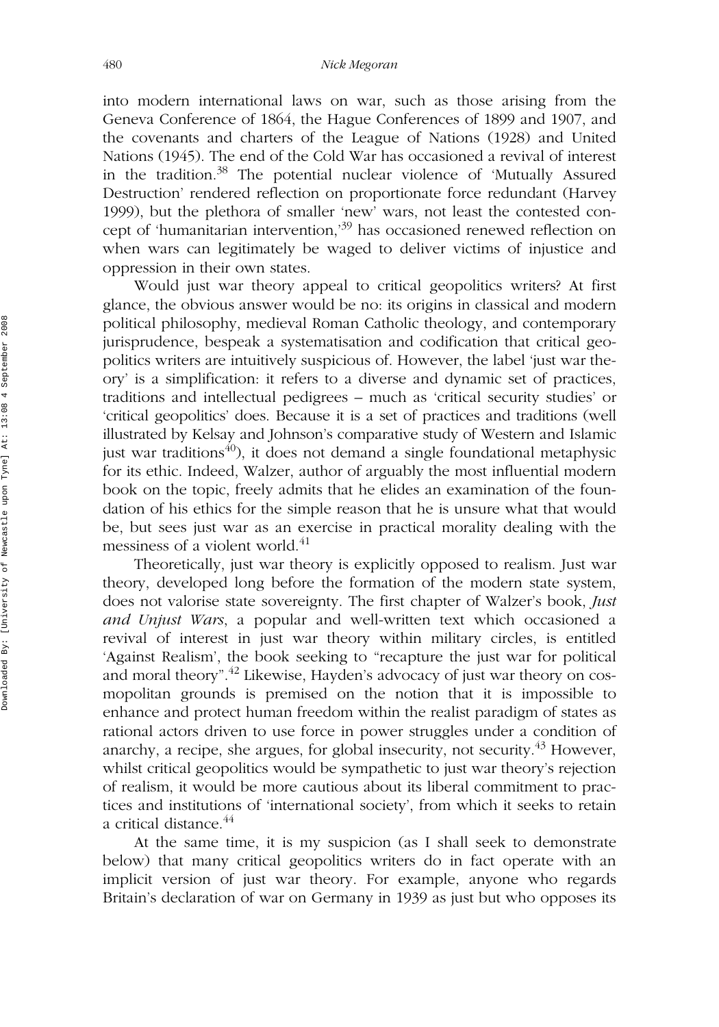into modern international laws on war, such as those arising from the Geneva Conference of 1864, the Hague Conferences of 1899 and 1907, and the covenants and charters of the League of Nations (1928) and United Nations (1945). The end of the Cold War has occasioned a revival of interest in the tradition.[38] The potential nuclear violence of 'Mutually Assured Destruction' rendered reflection on proportionate force redundant (Harvey 1999), but the plethora of smaller 'new' wars, not least the contested concept of 'humanitarian intervention,'[39] has occasioned renewed reflection on when wars can legitimately be waged to deliver victims of injustice and oppression in their own states.

Would just war theory appeal to critical geopolitics writers? At first glance, the obvious answer would be no: its origins in classical and modern political philosophy, medieval Roman Catholic theology, and contemporary jurisprudence, bespeak a systematisation and codification that critical geopolitics writers are intuitively suspicious of. However, the label 'just war theory' is a simplification: it refers to a diverse and dynamic set of practices, traditions and intellectual pedigrees – much as 'critical security studies' or 'critical geopolitics' does. Because it is a set of practices and traditions (well illustrated by Kelsay and Johnson's comparative study of Western and Islamic just war traditions[40]), it does not demand a single foundational metaphysic for its ethic. Indeed, Walzer, author of arguably the most influential modern book on the topic, freely admits that he elides an examination of the foundation of his ethics for the simple reason that he is unsure what that would be, but sees just war as an exercise in practical morality dealing with the messiness of a violent world.[41]

Theoretically, just war theory is explicitly opposed to realism. Just war theory, developed long before the formation of the modern state system, does not valorise state sovereignty. The first chapter of Walzer's book, *Just and Unjust Wars*, a popular and well-written text which occasioned a revival of interest in just war theory within military circles, is entitled 'Against Realism', the book seeking to "recapture the just war for political and moral theory".[42] Likewise, Hayden's advocacy of just war theory on cosmopolitan grounds is premised on the notion that it is impossible to enhance and protect human freedom within the realist paradigm of states as rational actors driven to use force in power struggles under a condition of anarchy, a recipe, she argues, for global insecurity, not security.[43] However, whilst critical geopolitics would be sympathetic to just war theory's rejection of realism, it would be more cautious about its liberal commitment to practices and institutions of 'international society', from which it seeks to retain a critical distance.[44]

At the same time, it is my suspicion (as I shall seek to demonstrate below) that many critical geopolitics writers do in fact operate with an implicit version of just war theory. For example, anyone who regards Britain's declaration of war on Germany in 1939 as just but who opposes its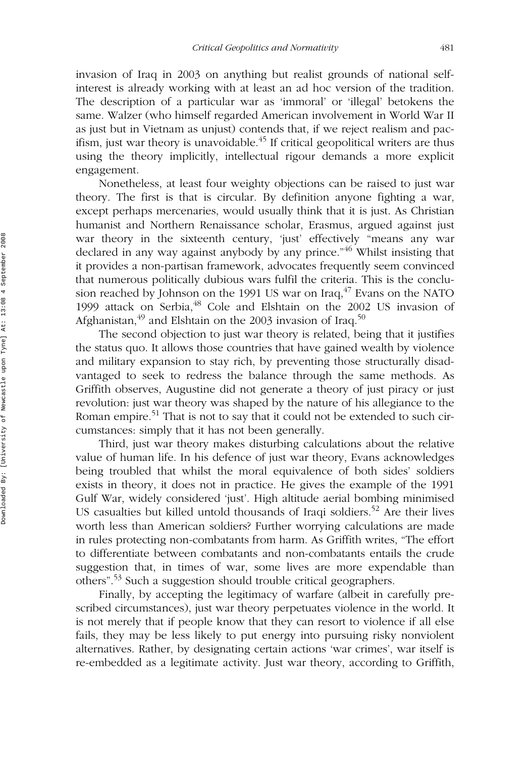invasion of Iraq in 2003 on anything but realist grounds of national self-interest is already working with at least an ad hoc version of the tradition. The description of a particular war as 'immoral' or 'illegal' betokens the same. Walzer (who himself regarded American involvement in World War II as just but in Vietnam as unjust) contends that, if we reject realism and pacifism, just war theory is unavoidable.[45] If critical geopolitical writers are thus using the theory implicitly, intellectual rigour demands a more explicit engagement.

Nonetheless, at least four weighty objections can be raised to just war theory. The first is that is circular. By definition anyone fighting a war, except perhaps mercenaries, would usually think that it is just. As Christian humanist and Northern Renaissance scholar, Erasmus, argued against just war theory in the sixteenth century, 'just' effectively "means any war declared in any way against anybody by any prince."[46] Whilst insisting that it provides a non-partisan framework, advocates frequently seem convinced that numerous politically dubious wars fulfil the criteria. This is the conclusion reached by Johnson on the 1991 US war on Iraq,[47] Evans on the NATO 1999 attack on Serbia,[48] Cole and Elshtain on the 2002 US invasion of Afghanistan,[49] and Elshtain on the 2003 invasion of Iraq.[50]

The second objection to just war theory is related, being that it justifies the status quo. It allows those countries that have gained wealth by violence and military expansion to stay rich, by preventing those structurally disadvantaged to seek to redress the balance through the same methods. As Griffith observes, Augustine did not generate a theory of just piracy or just revolution: just war theory was shaped by the nature of his allegiance to the Roman empire.[51] That is not to say that it could not be extended to such circumstances: simply that it has not been generally.

Third, just war theory makes disturbing calculations about the relative value of human life. In his defence of just war theory, Evans acknowledges being troubled that whilst the moral equivalence of both sides' soldiers exists in theory, it does not in practice. He gives the example of the 1991 Gulf War, widely considered 'just'. High altitude aerial bombing minimised US casualties but killed untold thousands of Iraqi soldiers.[52] Are their lives worth less than American soldiers? Further worrying calculations are made in rules protecting non-combatants from harm. As Griffith writes, "The effort to differentiate between combatants and non-combatants entails the crude suggestion that, in times of war, some lives are more expendable than others".[53] Such a suggestion should trouble critical geographers.

Finally, by accepting the legitimacy of warfare (albeit in carefully prescribed circumstances), just war theory perpetuates violence in the world. It is not merely that if people know that they can resort to violence if all else fails, they may be less likely to put energy into pursuing risky nonviolent alternatives. Rather, by designating certain actions 'war crimes', war itself is re-embedded as a legitimate activity. Just war theory, according to Griffith,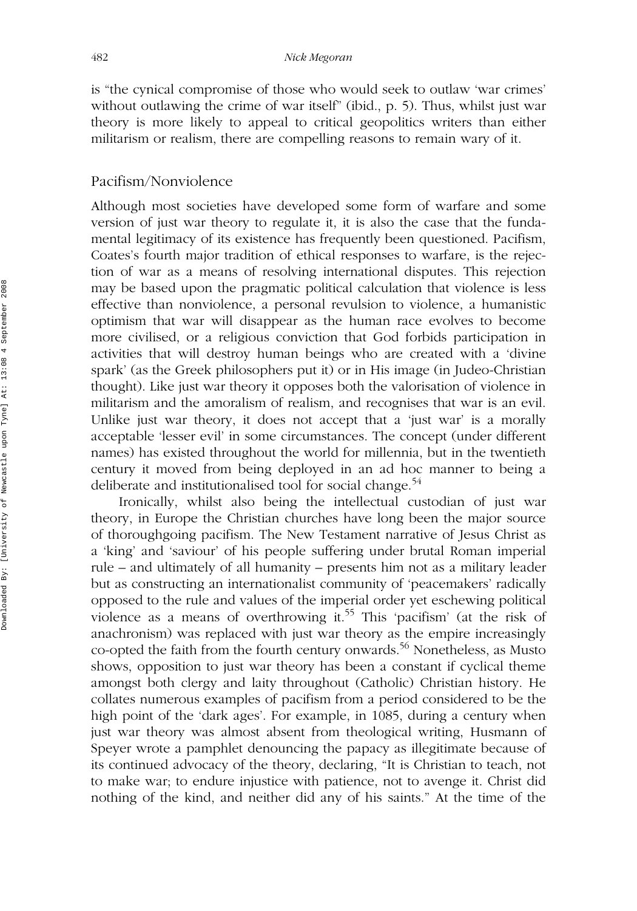is "the cynical compromise of those who would seek to outlaw 'war crimes' without outlawing the crime of war itself" (ibid., p. 5). Thus, whilst just war theory is more likely to appeal to critical geopolitics writers than either militarism or realism, there are compelling reasons to remain wary of it.

## Pacifism/Nonviolence

Although most societies have developed some form of warfare and some version of just war theory to regulate it, it is also the case that the fundamental legitimacy of its existence has frequently been questioned. Pacifism, Coates's fourth major tradition of ethical responses to warfare, is the rejection of war as a means of resolving international disputes. This rejection may be based upon the pragmatic political calculation that violence is less effective than nonviolence, a personal revulsion to violence, a humanistic optimism that war will disappear as the human race evolves to become more civilised, or a religious conviction that God forbids participation in activities that will destroy human beings who are created with a 'divine spark' (as the Greek philosophers put it) or in His image (in Judeo-Christian thought). Like just war theory it opposes both the valorisation of violence in militarism and the amoralism of realism, and recognises that war is an evil. Unlike just war theory, it does not accept that a 'just war' is a morally acceptable 'lesser evil' in some circumstances. The concept (under different names) has existed throughout the world for millennia, but in the twentieth century it moved from being deployed in an ad hoc manner to being a deliberate and institutionalised tool for social change.[54]

Ironically, whilst also being the intellectual custodian of just war theory, in Europe the Christian churches have long been the major source of thoroughgoing pacifism. The New Testament narrative of Jesus Christ as a 'king' and 'saviour' of his people suffering under brutal Roman imperial rule – and ultimately of all humanity – presents him not as a military leader but as constructing an internationalist community of 'peacemakers' radically opposed to the rule and values of the imperial order yet eschewing political violence as a means of overthrowing it.[55] This 'pacifism' (at the risk of anachronism) was replaced with just war theory as the empire increasingly co-opted the faith from the fourth century onwards.[56] Nonetheless, as Musto shows, opposition to just war theory has been a constant if cyclical theme amongst both clergy and laity throughout (Catholic) Christian history. He collates numerous examples of pacifism from a period considered to be the high point of the 'dark ages'. For example, in 1085, during a century when just war theory was almost absent from theological writing, Husmann of Speyer wrote a pamphlet denouncing the papacy as illegitimate because of its continued advocacy of the theory, declaring, "It is Christian to teach, not to make war; to endure injustice with patience, not to avenge it. Christ did nothing of the kind, and neither did any of his saints." At the time of the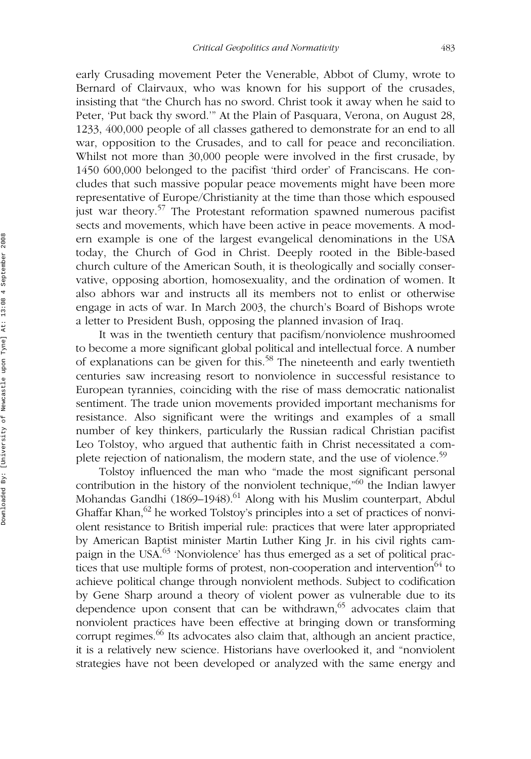early Crusading movement Peter the Venerable, Abbot of Clumy, wrote to Bernard of Clairvaux, who was known for his support of the crusades, insisting that "the Church has no sword. Christ took it away when he said to Peter, 'Put back thy sword.'" At the Plain of Pasquara, Verona, on August 28, 1233, 400,000 people of all classes gathered to demonstrate for an end to all war, opposition to the Crusades, and to call for peace and reconciliation. Whilst not more than 30,000 people were involved in the first crusade, by 1450 600,000 belonged to the pacifist 'third order' of Franciscans. He concludes that such massive popular peace movements might have been more representative of Europe/Christianity at the time than those which espoused just war theory.[57] The Protestant reformation spawned numerous pacifist sects and movements, which have been active in peace movements. A modern example is one of the largest evangelical denominations in the USA today, the Church of God in Christ. Deeply rooted in the Bible-based church culture of the American South, it is theologically and socially conservative, opposing abortion, homosexuality, and the ordination of women. It also abhors war and instructs all its members not to enlist or otherwise engage in acts of war. In March 2003, the church's Board of Bishops wrote a letter to President Bush, opposing the planned invasion of Iraq.

It was in the twentieth century that pacifism/nonviolence mushroomed to become a more significant global political and intellectual force. A number of explanations can be given for this.[58] The nineteenth and early twentieth centuries saw increasing resort to nonviolence in successful resistance to European tyrannies, coinciding with the rise of mass democratic nationalist sentiment. The trade union movements provided important mechanisms for resistance. Also significant were the writings and examples of a small number of key thinkers, particularly the Russian radical Christian pacifist Leo Tolstoy, who argued that authentic faith in Christ necessitated a complete rejection of nationalism, the modern state, and the use of violence.[59]

Tolstoy influenced the man who "made the most significant personal contribution in the history of the nonviolent technique,"[60] the Indian lawyer Mohandas Gandhi (1869–1948).[61] Along with his Muslim counterpart, Abdul Ghaffar Khan,[62] he worked Tolstoy's principles into a set of practices of nonviolent resistance to British imperial rule: practices that were later appropriated by American Baptist minister Martin Luther King Jr. in his civil rights campaign in the USA.[63] 'Nonviolence' has thus emerged as a set of political practices that use multiple forms of protest, non-cooperation and intervention[64] to achieve political change through nonviolent methods. Subject to codification by Gene Sharp around a theory of violent power as vulnerable due to its dependence upon consent that can be withdrawn,[65] advocates claim that nonviolent practices have been effective at bringing down or transforming corrupt regimes.[66] Its advocates also claim that, although an ancient practice, it is a relatively new science. Historians have overlooked it, and "nonviolent strategies have not been developed or analyzed with the same energy and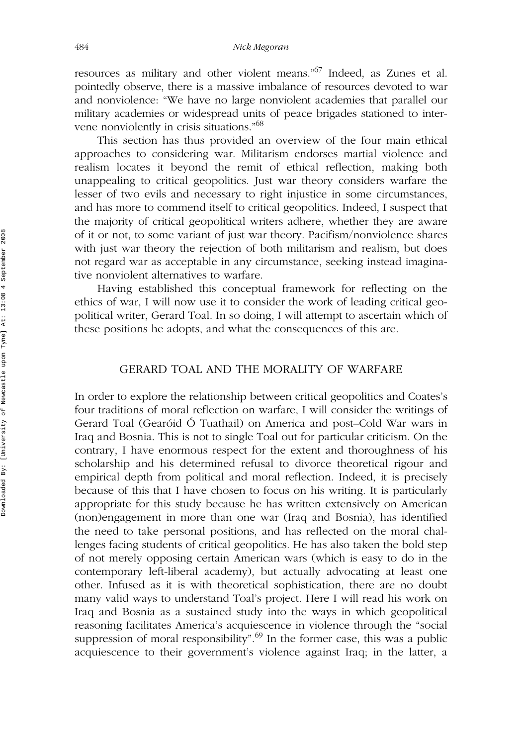resources as military and other violent means."[67] Indeed, as Zunes et al. pointedly observe, there is a massive imbalance of resources devoted to war and nonviolence: "We have no large nonviolent academies that parallel our military academies or widespread units of peace brigades stationed to intervene nonviolently in crisis situations."[68]

This section has thus provided an overview of the four main ethical approaches to considering war. Militarism endorses martial violence and realism locates it beyond the remit of ethical reflection, making both unappealing to critical geopolitics. Just war theory considers warfare the lesser of two evils and necessary to right injustice in some circumstances, and has more to commend itself to critical geopolitics. Indeed, I suspect that the majority of critical geopolitical writers adhere, whether they are aware of it or not, to some variant of just war theory. Pacifism/nonviolence shares with just war theory the rejection of both militarism and realism, but does not regard war as acceptable in any circumstance, seeking instead imaginative nonviolent alternatives to warfare.

Having established this conceptual framework for reflecting on the ethics of war, I will now use it to consider the work of leading critical geopolitical writer, Gerard Toal. In so doing, I will attempt to ascertain which of these positions he adopts, and what the consequences of this are.

## GERARD TOAL AND THE MORALITY OF WARFARE

In order to explore the relationship between critical geopolitics and Coates's four traditions of moral reflection on warfare, I will consider the writings of Gerard Toal (Gearóid Ó Tuathail) on America and post–Cold War wars in Iraq and Bosnia. This is not to single Toal out for particular criticism. On the contrary, I have enormous respect for the extent and thoroughness of his scholarship and his determined refusal to divorce theoretical rigour and empirical depth from political and moral reflection. Indeed, it is precisely because of this that I have chosen to focus on his writing. It is particularly appropriate for this study because he has written extensively on American (non)engagement in more than one war (Iraq and Bosnia), has identified the need to take personal positions, and has reflected on the moral challenges facing students of critical geopolitics. He has also taken the bold step of not merely opposing certain American wars (which is easy to do in the contemporary left-liberal academy), but actually advocating at least one other. Infused as it is with theoretical sophistication, there are no doubt many valid ways to understand Toal's project. Here I will read his work on Iraq and Bosnia as a sustained study into the ways in which geopolitical reasoning facilitates America's acquiescence in violence through the "social suppression of moral responsibility".[69] In the former case, this was a public acquiescence to their government's violence against Iraq; in the latter, a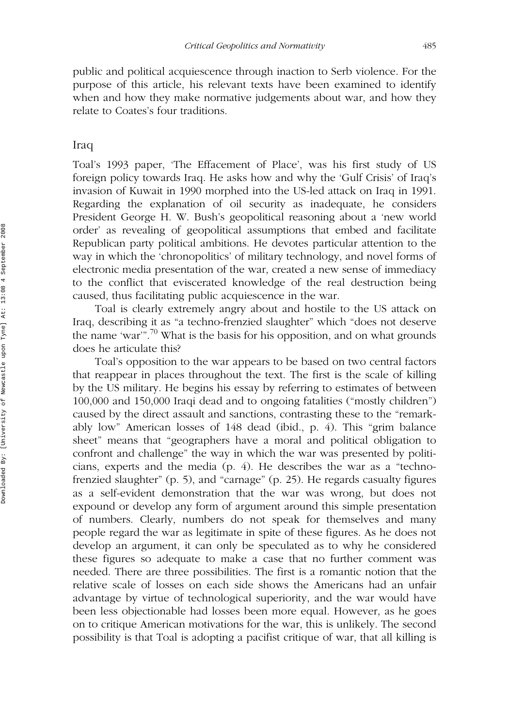public and political acquiescence through inaction to Serb violence. For the purpose of this article, his relevant texts have been examined to identify when and how they make normative judgements about war, and how they relate to Coates's four traditions.

## Iraq

Toal's 1993 paper, 'The Effacement of Place', was his first study of US foreign policy towards Iraq. He asks how and why the 'Gulf Crisis' of Iraq's invasion of Kuwait in 1990 morphed into the US-led attack on Iraq in 1991. Regarding the explanation of oil security as inadequate, he considers President George H. W. Bush's geopolitical reasoning about a 'new world order' as revealing of geopolitical assumptions that embed and facilitate Republican party political ambitions. He devotes particular attention to the way in which the 'chronopolitics' of military technology, and novel forms of electronic media presentation of the war, created a new sense of immediacy to the conflict that eviscerated knowledge of the real destruction being caused, thus facilitating public acquiescence in the war.

Toal is clearly extremely angry about and hostile to the US attack on Iraq, describing it as "a techno-frenzied slaughter" which "does not deserve the name 'war'".[70] What is the basis for his opposition, and on what grounds does he articulate this?

Toal's opposition to the war appears to be based on two central factors that reappear in places throughout the text. The first is the scale of killing by the US military. He begins his essay by referring to estimates of between 100,000 and 150,000 Iraqi dead and to ongoing fatalities ("mostly children") caused by the direct assault and sanctions, contrasting these to the "remarkably low" American losses of 148 dead (ibid., p. 4). This "grim balance sheet" means that "geographers have a moral and political obligation to confront and challenge" the way in which the war was presented by politicians, experts and the media (p. 4). He describes the war as a "techno-frenzied slaughter" (p. 5), and "carnage" (p. 25). He regards casualty figures as a self-evident demonstration that the war was wrong, but does not expound or develop any form of argument around this simple presentation of numbers. Clearly, numbers do not speak for themselves and many people regard the war as legitimate in spite of these figures. As he does not develop an argument, it can only be speculated as to why he considered these figures so adequate to make a case that no further comment was needed. There are three possibilities. The first is a romantic notion that the relative scale of losses on each side shows the Americans had an unfair advantage by virtue of technological superiority, and the war would have been less objectionable had losses been more equal. However, as he goes on to critique American motivations for the war, this is unlikely. The second possibility is that Toal is adopting a pacifist critique of war, that all killing is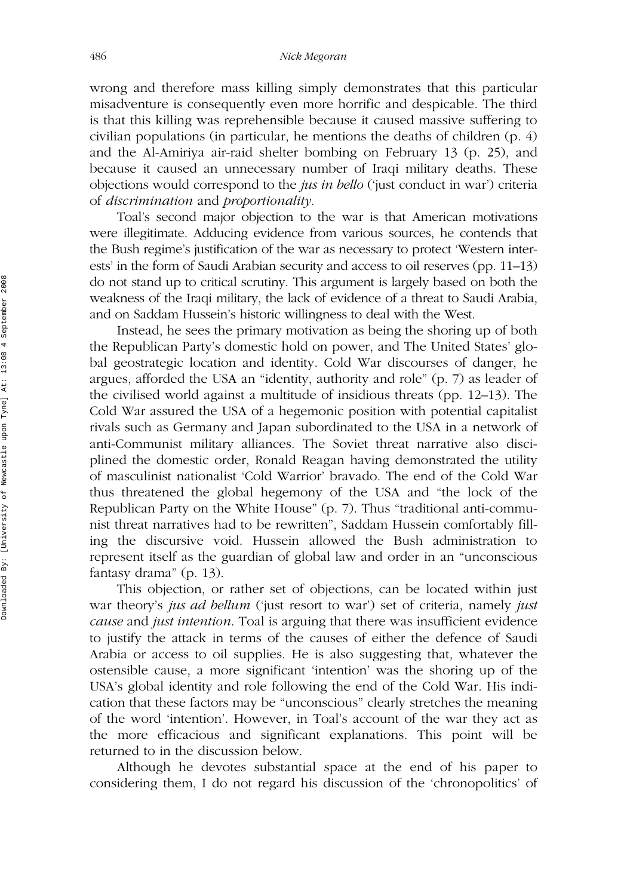wrong and therefore mass killing simply demonstrates that this particular misadventure is consequently even more horrific and despicable. The third is that this killing was reprehensible because it caused massive suffering to civilian populations (in particular, he mentions the deaths of children (p. 4) and the Al-Amiriya air-raid shelter bombing on February 13 (p. 25), and because it caused an unnecessary number of Iraqi military deaths. These objections would correspond to the *jus in bello* ('just conduct in war') criteria of *discrimination* and *proportionality*.

Toal's second major objection to the war is that American motivations were illegitimate. Adducing evidence from various sources, he contends that the Bush regime's justification of the war as necessary to protect 'Western interests' in the form of Saudi Arabian security and access to oil reserves (pp. 11–13) do not stand up to critical scrutiny. This argument is largely based on both the weakness of the Iraqi military, the lack of evidence of a threat to Saudi Arabia, and on Saddam Hussein's historic willingness to deal with the West.

Instead, he sees the primary motivation as being the shoring up of both the Republican Party's domestic hold on power, and The United States' global geostrategic location and identity. Cold War discourses of danger, he argues, afforded the USA an "identity, authority and role" (p. 7) as leader of the civilised world against a multitude of insidious threats (pp. 12–13). The Cold War assured the USA of a hegemonic position with potential capitalist rivals such as Germany and Japan subordinated to the USA in a network of anti-Communist military alliances. The Soviet threat narrative also disciplined the domestic order, Ronald Reagan having demonstrated the utility of masculinist nationalist 'Cold Warrior' bravado. The end of the Cold War thus threatened the global hegemony of the USA and "the lock of the Republican Party on the White House" (p. 7). Thus "traditional anti-communist threat narratives had to be rewritten", Saddam Hussein comfortably filling the discursive void. Hussein allowed the Bush administration to represent itself as the guardian of global law and order in an "unconscious fantasy drama" (p. 13).

This objection, or rather set of objections, can be located within just war theory's *jus ad bellum* ('just resort to war') set of criteria, namely *just cause* and *just intention*. Toal is arguing that there was insufficient evidence to justify the attack in terms of the causes of either the defence of Saudi Arabia or access to oil supplies. He is also suggesting that, whatever the ostensible cause, a more significant 'intention' was the shoring up of the USA's global identity and role following the end of the Cold War. His indication that these factors may be "unconscious" clearly stretches the meaning of the word 'intention'. However, in Toal's account of the war they act as the more efficacious and significant explanations. This point will be returned to in the discussion below.

Although he devotes substantial space at the end of his paper to considering them, I do not regard his discussion of the 'chronopolitics' of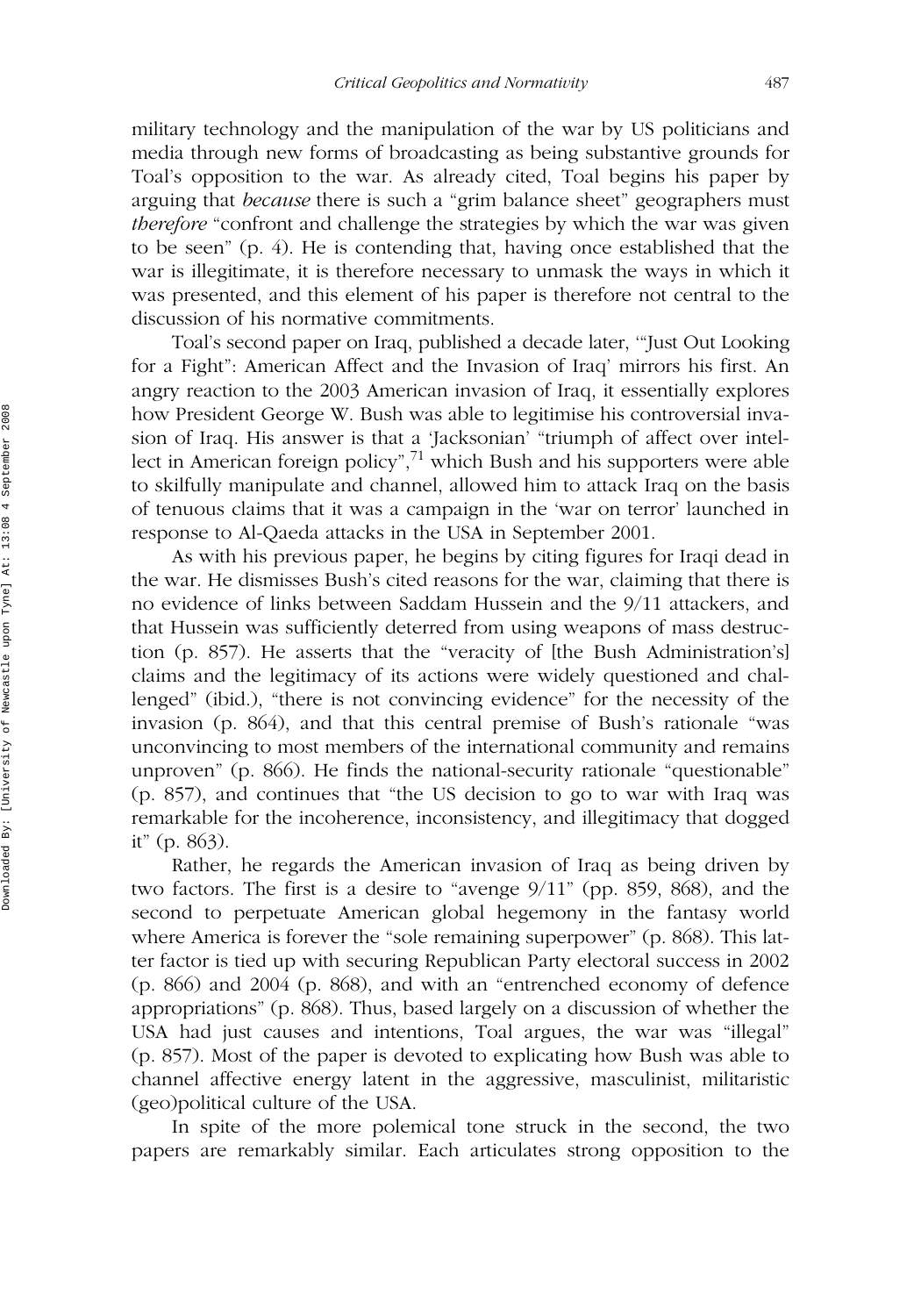military technology and the manipulation of the war by US politicians and media through new forms of broadcasting as being substantive grounds for Toal's opposition to the war. As already cited, Toal begins his paper by arguing that *because* there is such a "grim balance sheet" geographers must *therefore* "confront and challenge the strategies by which the war was given to be seen" (p. 4). He is contending that, having once established that the war is illegitimate, it is therefore necessary to unmask the ways in which it was presented, and this element of his paper is therefore not central to the discussion of his normative commitments.

Toal's second paper on Iraq, published a decade later, '"Just Out Looking for a Fight": American Affect and the Invasion of Iraq' mirrors his first. An angry reaction to the 2003 American invasion of Iraq, it essentially explores how President George W. Bush was able to legitimise his controversial invasion of Iraq. His answer is that a 'Jacksonian' "triumph of affect over intellect in American foreign policy",[71] which Bush and his supporters were able to skilfully manipulate and channel, allowed him to attack Iraq on the basis of tenuous claims that it was a campaign in the 'war on terror' launched in response to Al-Qaeda attacks in the USA in September 2001.

As with his previous paper, he begins by citing figures for Iraqi dead in the war. He dismisses Bush's cited reasons for the war, claiming that there is no evidence of links between Saddam Hussein and the 9/11 attackers, and that Hussein was sufficiently deterred from using weapons of mass destruction (p. 857). He asserts that the "veracity of [the Bush Administration's] claims and the legitimacy of its actions were widely questioned and challenged" (ibid.), "there is not convincing evidence" for the necessity of the invasion (p. 864), and that this central premise of Bush's rationale "was unconvincing to most members of the international community and remains unproven" (p. 866). He finds the national-security rationale "questionable" (p. 857), and continues that "the US decision to go to war with Iraq was remarkable for the incoherence, inconsistency, and illegitimacy that dogged it" (p. 863).

Rather, he regards the American invasion of Iraq as being driven by two factors. The first is a desire to "avenge 9/11" (pp. 859, 868), and the second to perpetuate American global hegemony in the fantasy world where America is forever the "sole remaining superpower" (p. 868). This latter factor is tied up with securing Republican Party electoral success in 2002 (p. 866) and 2004 (p. 868), and with an "entrenched economy of defence appropriations" (p. 868). Thus, based largely on a discussion of whether the USA had just causes and intentions, Toal argues, the war was "illegal" (p. 857). Most of the paper is devoted to explicating how Bush was able to channel affective energy latent in the aggressive, masculinist, militaristic (geo)political culture of the USA.

In spite of the more polemical tone struck in the second, the two papers are remarkably similar. Each articulates strong opposition to the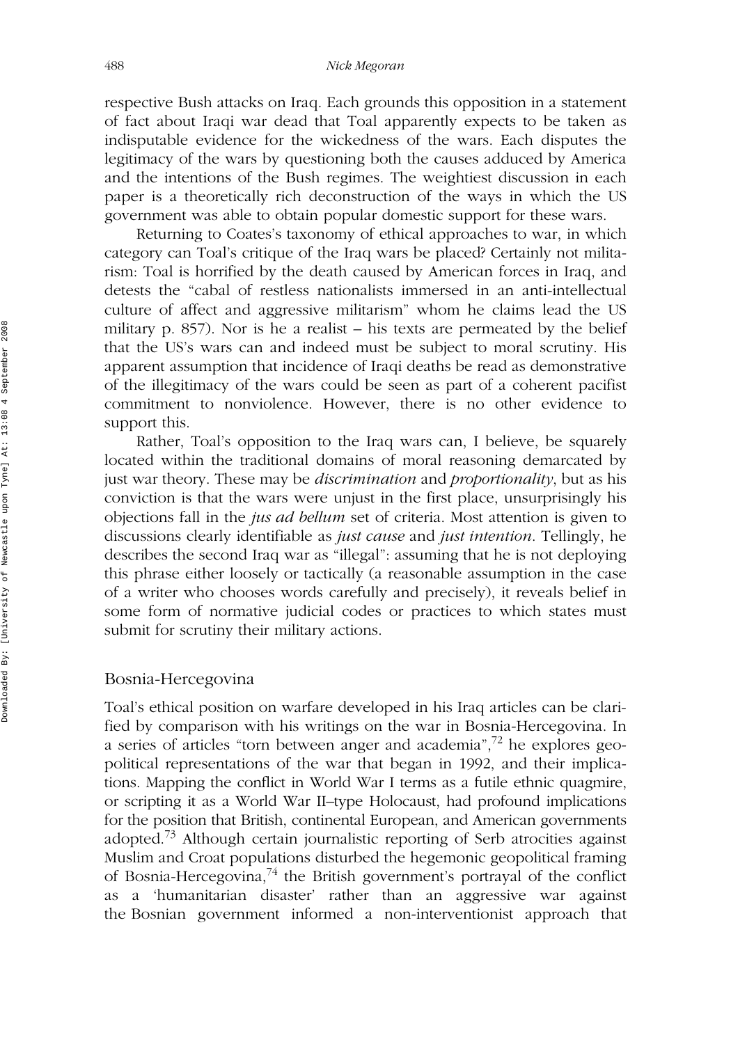respective Bush attacks on Iraq. Each grounds this opposition in a statement of fact about Iraqi war dead that Toal apparently expects to be taken as indisputable evidence for the wickedness of the wars. Each disputes the legitimacy of the wars by questioning both the causes adduced by America and the intentions of the Bush regimes. The weightiest discussion in each paper is a theoretically rich deconstruction of the ways in which the US government was able to obtain popular domestic support for these wars.

Returning to Coates's taxonomy of ethical approaches to war, in which category can Toal's critique of the Iraq wars be placed? Certainly not militarism: Toal is horrified by the death caused by American forces in Iraq, and detests the "cabal of restless nationalists immersed in an anti-intellectual culture of affect and aggressive militarism" whom he claims lead the US military p. 857). Nor is he a realist – his texts are permeated by the belief that the US's wars can and indeed must be subject to moral scrutiny. His apparent assumption that incidence of Iraqi deaths be read as demonstrative of the illegitimacy of the wars could be seen as part of a coherent pacifist commitment to nonviolence. However, there is no other evidence to support this.

Rather, Toal's opposition to the Iraq wars can, I believe, be squarely located within the traditional domains of moral reasoning demarcated by just war theory. These may be *discrimination* and *proportionality*, but as his conviction is that the wars were unjust in the first place, unsurprisingly his objections fall in the *jus ad bellum* set of criteria. Most attention is given to discussions clearly identifiable as *just cause* and *just intention*. Tellingly, he describes the second Iraq war as "illegal": assuming that he is not deploying this phrase either loosely or tactically (a reasonable assumption in the case of a writer who chooses words carefully and precisely), it reveals belief in some form of normative judicial codes or practices to which states must submit for scrutiny their military actions.

## Bosnia-Hercegovina

Toal's ethical position on warfare developed in his Iraq articles can be clarified by comparison with his writings on the war in Bosnia-Hercegovina. In a series of articles "torn between anger and academia",[72] he explores geopolitical representations of the war that began in 1992, and their implications. Mapping the conflict in World War I terms as a futile ethnic quagmire, or scripting it as a World War II–type Holocaust, had profound implications for the position that British, continental European, and American governments adopted.[73] Although certain journalistic reporting of Serb atrocities against Muslim and Croat populations disturbed the hegemonic geopolitical framing of Bosnia-Hercegovina,[74] the British government's portrayal of the conflict as a 'humanitarian disaster' rather than an aggressive war against the Bosnian government informed a non-interventionist approach that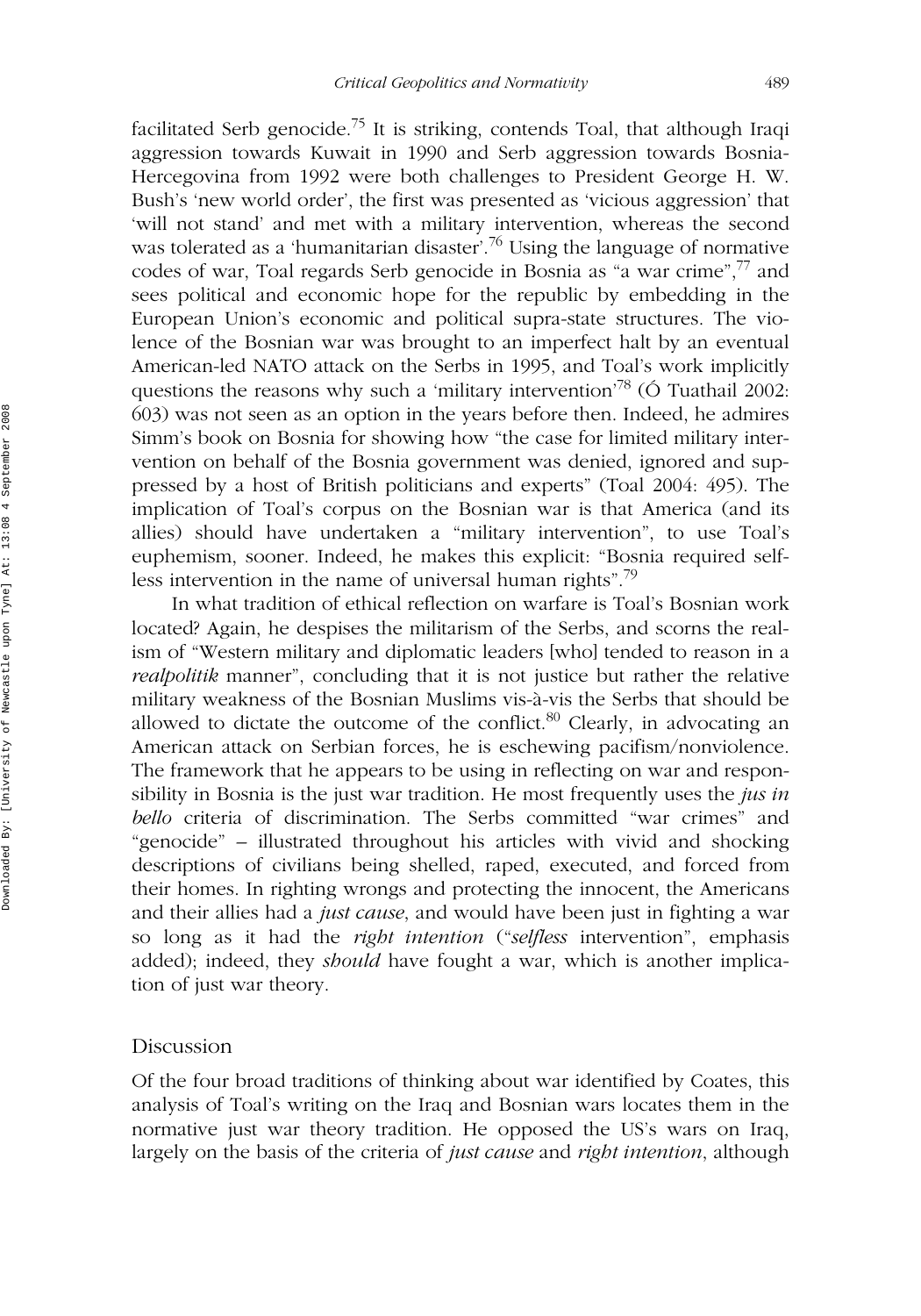facilitated Serb genocide.[75] It is striking, contends Toal, that although Iraqi aggression towards Kuwait in 1990 and Serb aggression towards Bosnia-Hercegovina from 1992 were both challenges to President George H. W. Bush's 'new world order', the first was presented as 'vicious aggression' that 'will not stand' and met with a military intervention, whereas the second was tolerated as a 'humanitarian disaster'.[76] Using the language of normative codes of war, Toal regards Serb genocide in Bosnia as "a war crime",[77] and sees political and economic hope for the republic by embedding in the European Union's economic and political supra-state structures. The violence of the Bosnian war was brought to an imperfect halt by an eventual American-led NATO attack on the Serbs in 1995, and Toal's work implicitly questions the reasons why such a 'military intervention'[78] (Ó Tuathail 2002: 603) was not seen as an option in the years before then. Indeed, he admires Simm's book on Bosnia for showing how "the case for limited military intervention on behalf of the Bosnia government was denied, ignored and suppressed by a host of British politicians and experts" (Toal 2004: 495). The implication of Toal's corpus on the Bosnian war is that America (and its allies) should have undertaken a "military intervention", to use Toal's euphemism, sooner. Indeed, he makes this explicit: "Bosnia required selfless intervention in the name of universal human rights".[79]

In what tradition of ethical reflection on warfare is Toal's Bosnian work located? Again, he despises the militarism of the Serbs, and scorns the realism of "Western military and diplomatic leaders [who] tended to reason in a *realpolitik* manner", concluding that it is not justice but rather the relative military weakness of the Bosnian Muslims vis-à-vis the Serbs that should be allowed to dictate the outcome of the conflict.[80] Clearly, in advocating an American attack on Serbian forces, he is eschewing pacifism/nonviolence. The framework that he appears to be using in reflecting on war and responsibility in Bosnia is the just war tradition. He most frequently uses the *jus in bello* criteria of discrimination. The Serbs committed "war crimes" and "genocide" – illustrated throughout his articles with vivid and shocking descriptions of civilians being shelled, raped, executed, and forced from their homes. In righting wrongs and protecting the innocent, the Americans and their allies had a *just cause*, and would have been just in fighting a war so long as it had the *right intention* ("*selfless* intervention", emphasis added); indeed, they *should* have fought a war, which is another implication of just war theory.

## Discussion

Of the four broad traditions of thinking about war identified by Coates, this analysis of Toal's writing on the Iraq and Bosnian wars locates them in the normative just war theory tradition. He opposed the US's wars on Iraq, largely on the basis of the criteria of *just cause* and *right intention*, although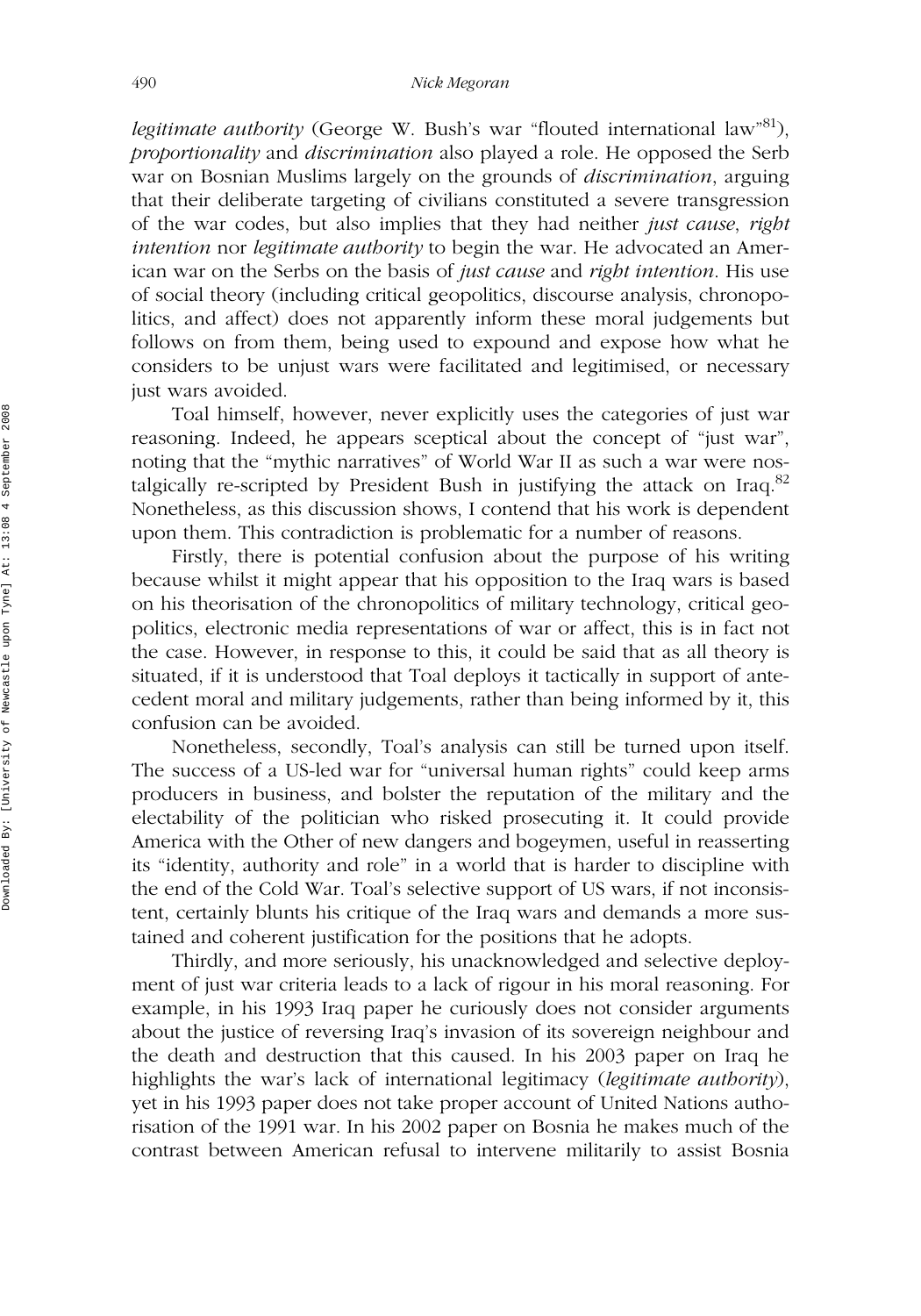*legitimate authority* (George W. Bush's war "flouted international law"[81]), *proportionality* and *discrimination* also played a role. He opposed the Serb war on Bosnian Muslims largely on the grounds of *discrimination*, arguing that their deliberate targeting of civilians constituted a severe transgression of the war codes, but also implies that they had neither *just cause*, *right intention* nor *legitimate authority* to begin the war. He advocated an American war on the Serbs on the basis of *just cause* and *right intention*. His use of social theory (including critical geopolitics, discourse analysis, chronopolitics, and affect) does not apparently inform these moral judgements but follows on from them, being used to expound and expose how what he considers to be unjust wars were facilitated and legitimised, or necessary just wars avoided.

Toal himself, however, never explicitly uses the categories of just war reasoning. Indeed, he appears sceptical about the concept of "just war", noting that the "mythic narratives" of World War II as such a war were nostalgically re-scripted by President Bush in justifying the attack on Iraq.[82] Nonetheless, as this discussion shows, I contend that his work is dependent upon them. This contradiction is problematic for a number of reasons.

Firstly, there is potential confusion about the purpose of his writing because whilst it might appear that his opposition to the Iraq wars is based on his theorisation of the chronopolitics of military technology, critical geopolitics, electronic media representations of war or affect, this is in fact not the case. However, in response to this, it could be said that as all theory is situated, if it is understood that Toal deploys it tactically in support of antecedent moral and military judgements, rather than being informed by it, this confusion can be avoided.

Nonetheless, secondly, Toal's analysis can still be turned upon itself. The success of a US-led war for "universal human rights" could keep arms producers in business, and bolster the reputation of the military and the electability of the politician who risked prosecuting it. It could provide America with the Other of new dangers and bogeymen, useful in reasserting its "identity, authority and role" in a world that is harder to discipline with the end of the Cold War. Toal's selective support of US wars, if not inconsistent, certainly blunts his critique of the Iraq wars and demands a more sustained and coherent justification for the positions that he adopts.

Thirdly, and more seriously, his unacknowledged and selective deployment of just war criteria leads to a lack of rigour in his moral reasoning. For example, in his 1993 Iraq paper he curiously does not consider arguments about the justice of reversing Iraq's invasion of its sovereign neighbour and the death and destruction that this caused. In his 2003 paper on Iraq he highlights the war's lack of international legitimacy (*legitimate authority*), yet in his 1993 paper does not take proper account of United Nations authorisation of the 1991 war. In his 2002 paper on Bosnia he makes much of the contrast between American refusal to intervene militarily to assist Bosnia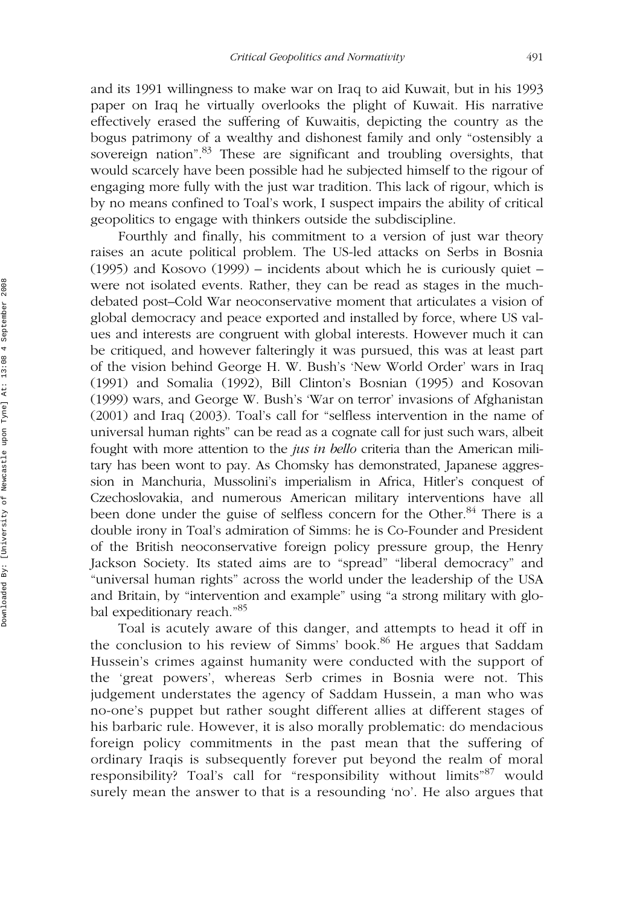and its 1991 willingness to make war on Iraq to aid Kuwait, but in his 1993 paper on Iraq he virtually overlooks the plight of Kuwait. His narrative effectively erased the suffering of Kuwaitis, depicting the country as the bogus patrimony of a wealthy and dishonest family and only "ostensibly a sovereign nation".[83] These are significant and troubling oversights, that would scarcely have been possible had he subjected himself to the rigour of engaging more fully with the just war tradition. This lack of rigour, which is by no means confined to Toal's work, I suspect impairs the ability of critical geopolitics to engage with thinkers outside the subdiscipline.

Fourthly and finally, his commitment to a version of just war theory raises an acute political problem. The US-led attacks on Serbs in Bosnia (1995) and Kosovo (1999) – incidents about which he is curiously quiet – were not isolated events. Rather, they can be read as stages in the much-debated post–Cold War neoconservative moment that articulates a vision of global democracy and peace exported and installed by force, where US values and interests are congruent with global interests. However much it can be critiqued, and however falteringly it was pursued, this was at least part of the vision behind George H. W. Bush's 'New World Order' wars in Iraq (1991) and Somalia (1992), Bill Clinton's Bosnian (1995) and Kosovan (1999) wars, and George W. Bush's 'War on terror' invasions of Afghanistan (2001) and Iraq (2003). Toal's call for "selfless intervention in the name of universal human rights" can be read as a cognate call for just such wars, albeit fought with more attention to the *jus in bello* criteria than the American military has been wont to pay. As Chomsky has demonstrated, Japanese aggression in Manchuria, Mussolini's imperialism in Africa, Hitler's conquest of Czechoslovakia, and numerous American military interventions have all been done under the guise of selfless concern for the Other.[84] There is a double irony in Toal's admiration of Simms: he is Co-Founder and President of the British neoconservative foreign policy pressure group, the Henry Jackson Society. Its stated aims are to "spread" "liberal democracy" and "universal human rights" across the world under the leadership of the USA and Britain, by "intervention and example" using "a strong military with global expeditionary reach."[85]

Toal is acutely aware of this danger, and attempts to head it off in the conclusion to his review of Simms' book.[86] He argues that Saddam Hussein's crimes against humanity were conducted with the support of the 'great powers', whereas Serb crimes in Bosnia were not. This judgement understates the agency of Saddam Hussein, a man who was no-one's puppet but rather sought different allies at different stages of his barbaric rule. However, it is also morally problematic: do mendacious foreign policy commitments in the past mean that the suffering of ordinary Iraqis is subsequently forever put beyond the realm of moral responsibility? Toal's call for "responsibility without limits"[87] would surely mean the answer to that is a resounding 'no'. He also argues that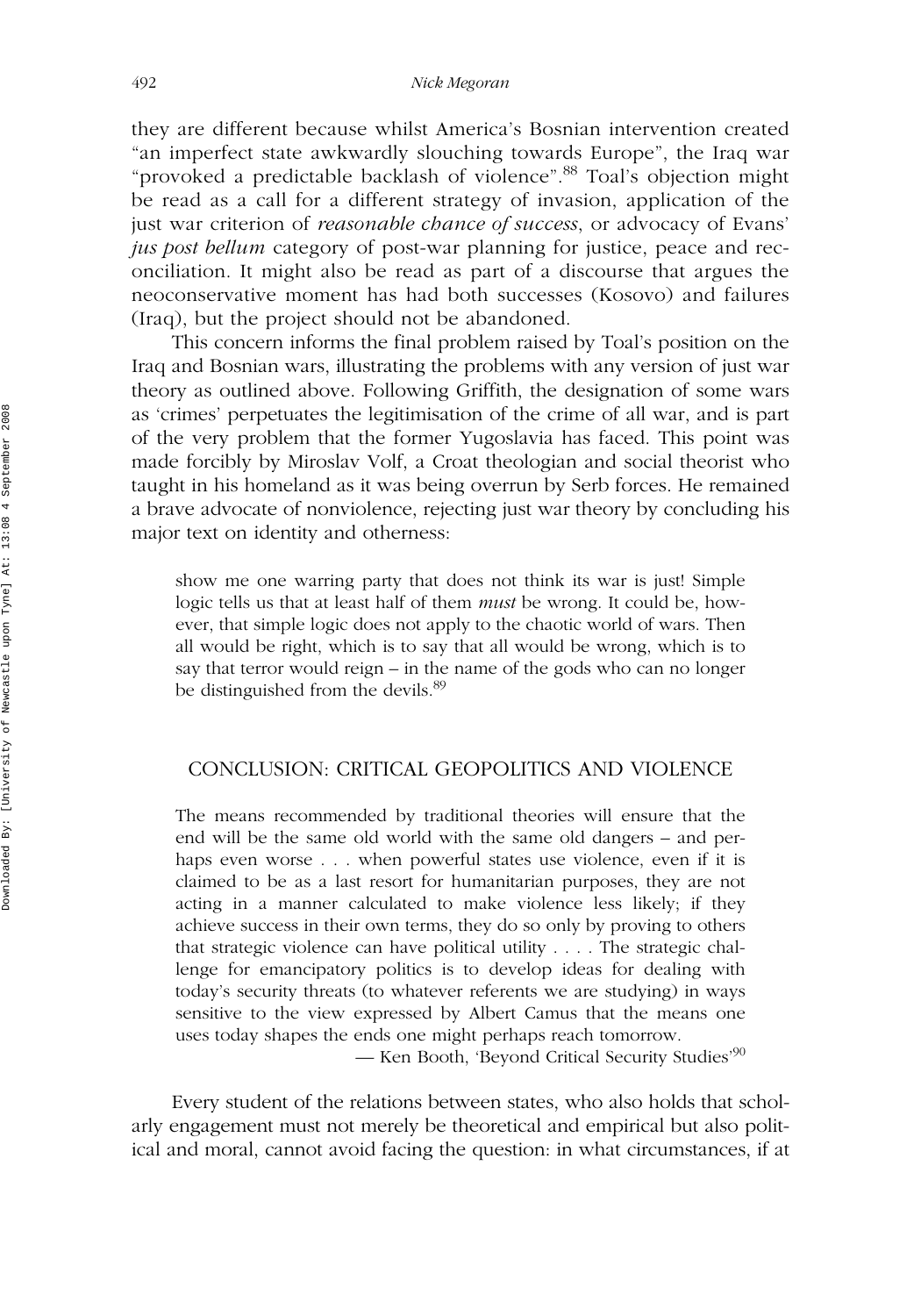they are different because whilst America's Bosnian intervention created "an imperfect state awkwardly slouching towards Europe", the Iraq war "provoked a predictable backlash of violence".[88] Toal's objection might be read as a call for a different strategy of invasion, application of the just war criterion of *reasonable chance of success*, or advocacy of Evans' *jus post bellum* category of post-war planning for justice, peace and reconciliation. It might also be read as part of a discourse that argues the neoconservative moment has had both successes (Kosovo) and failures (Iraq), but the project should not be abandoned.

This concern informs the final problem raised by Toal's position on the Iraq and Bosnian wars, illustrating the problems with any version of just war theory as outlined above. Following Griffith, the designation of some wars as 'crimes' perpetuates the legitimisation of the crime of all war, and is part of the very problem that the former Yugoslavia has faced. This point was made forcibly by Miroslav Volf, a Croat theologian and social theorist who taught in his homeland as it was being overrun by Serb forces. He remained a brave advocate of nonviolence, rejecting just war theory by concluding his major text on identity and otherness:

> show me one warring party that does not think its war is just! Simple logic tells us that at least half of them *must* be wrong. It could be, however, that simple logic does not apply to the chaotic world of wars. Then all would be right, which is to say that all would be wrong, which is to say that terror would reign – in the name of the gods who can no longer be distinguished from the devils.[89]

## CONCLUSION: CRITICAL GEOPOLITICS AND VIOLENCE

> The means recommended by traditional theories will ensure that the end will be the same old world with the same old dangers – and perhaps even worse . . . when powerful states use violence, even if it is claimed to be as a last resort for humanitarian purposes, they are not acting in a manner calculated to make violence less likely; if they achieve success in their own terms, they do so only by proving to others that strategic violence can have political utility . . . . The strategic challenge for emancipatory politics is to develop ideas for dealing with today's security threats (to whatever referents we are studying) in ways sensitive to the view expressed by Albert Camus that the means one uses today shapes the ends one might perhaps reach tomorrow.
>
> — Ken Booth, 'Beyond Critical Security Studies'[90]

Every student of the relations between states, who also holds that scholarly engagement must not merely be theoretical and empirical but also political and moral, cannot avoid facing the question: in what circumstances, if at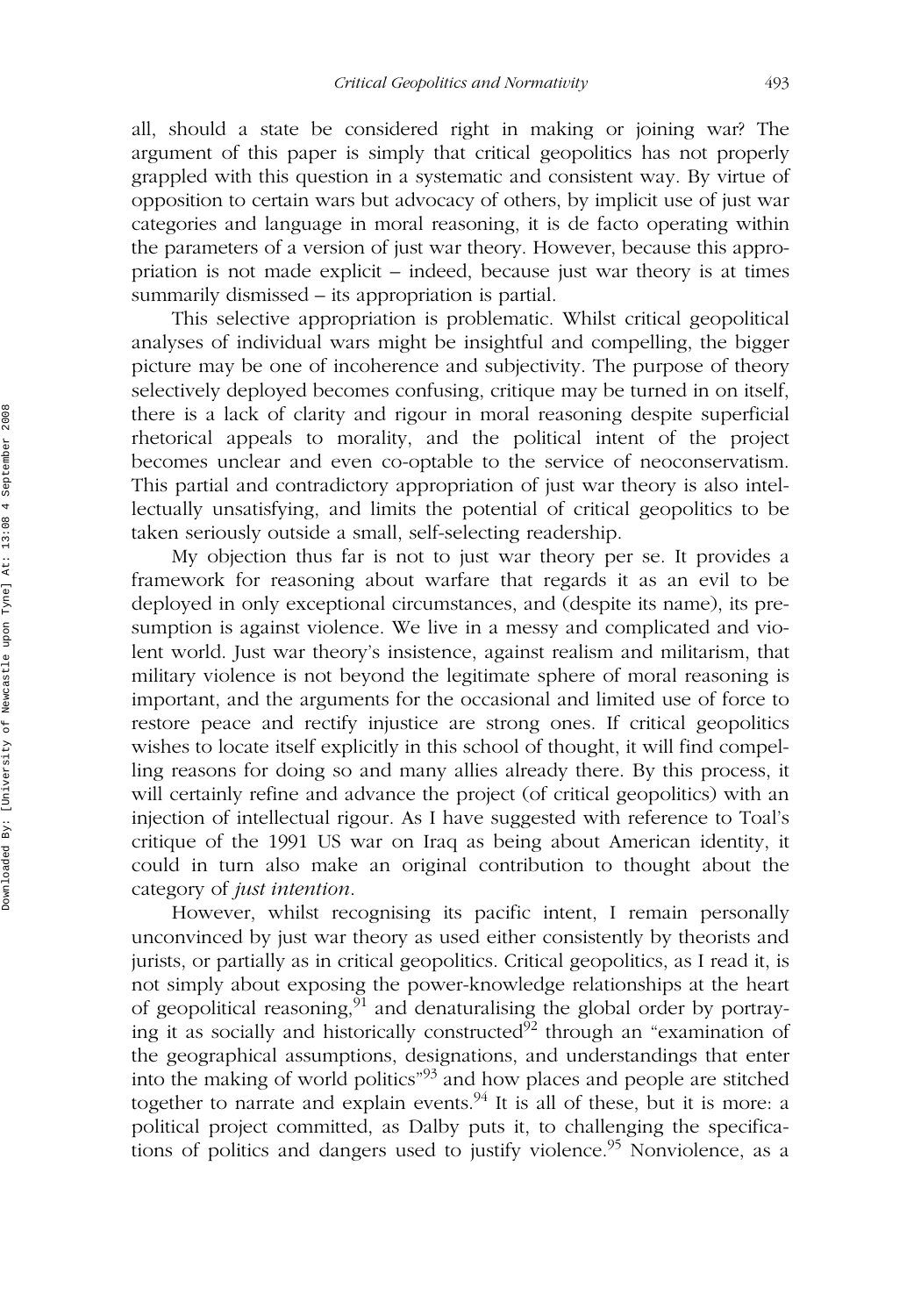all, should a state be considered right in making or joining war? The argument of this paper is simply that critical geopolitics has not properly grappled with this question in a systematic and consistent way. By virtue of opposition to certain wars but advocacy of others, by implicit use of just war categories and language in moral reasoning, it is de facto operating within the parameters of a version of just war theory. However, because this appropriation is not made explicit – indeed, because just war theory is at times summarily dismissed – its appropriation is partial.

This selective appropriation is problematic. Whilst critical geopolitical analyses of individual wars might be insightful and compelling, the bigger picture may be one of incoherence and subjectivity. The purpose of theory selectively deployed becomes confusing, critique may be turned in on itself, there is a lack of clarity and rigour in moral reasoning despite superficial rhetorical appeals to morality, and the political intent of the project becomes unclear and even co-optable to the service of neoconservatism. This partial and contradictory appropriation of just war theory is also intellectually unsatisfying, and limits the potential of critical geopolitics to be taken seriously outside a small, self-selecting readership.

My objection thus far is not to just war theory per se. It provides a framework for reasoning about warfare that regards it as an evil to be deployed in only exceptional circumstances, and (despite its name), its presumption is against violence. We live in a messy and complicated and violent world. Just war theory's insistence, against realism and militarism, that military violence is not beyond the legitimate sphere of moral reasoning is important, and the arguments for the occasional and limited use of force to restore peace and rectify injustice are strong ones. If critical geopolitics wishes to locate itself explicitly in this school of thought, it will find compelling reasons for doing so and many allies already there. By this process, it will certainly refine and advance the project (of critical geopolitics) with an injection of intellectual rigour. As I have suggested with reference to Toal's critique of the 1991 US war on Iraq as being about American identity, it could in turn also make an original contribution to thought about the category of *just intention*.

However, whilst recognising its pacific intent, I remain personally unconvinced by just war theory as used either consistently by theorists and jurists, or partially as in critical geopolitics. Critical geopolitics, as I read it, is not simply about exposing the power-knowledge relationships at the heart of geopolitical reasoning,[91] and denaturalising the global order by portraying it as socially and historically constructed[92] through an "examination of the geographical assumptions, designations, and understandings that enter into the making of world politics"[93] and how places and people are stitched together to narrate and explain events.[94] It is all of these, but it is more: a political project committed, as Dalby puts it, to challenging the specifications of politics and dangers used to justify violence.[95] Nonviolence, as a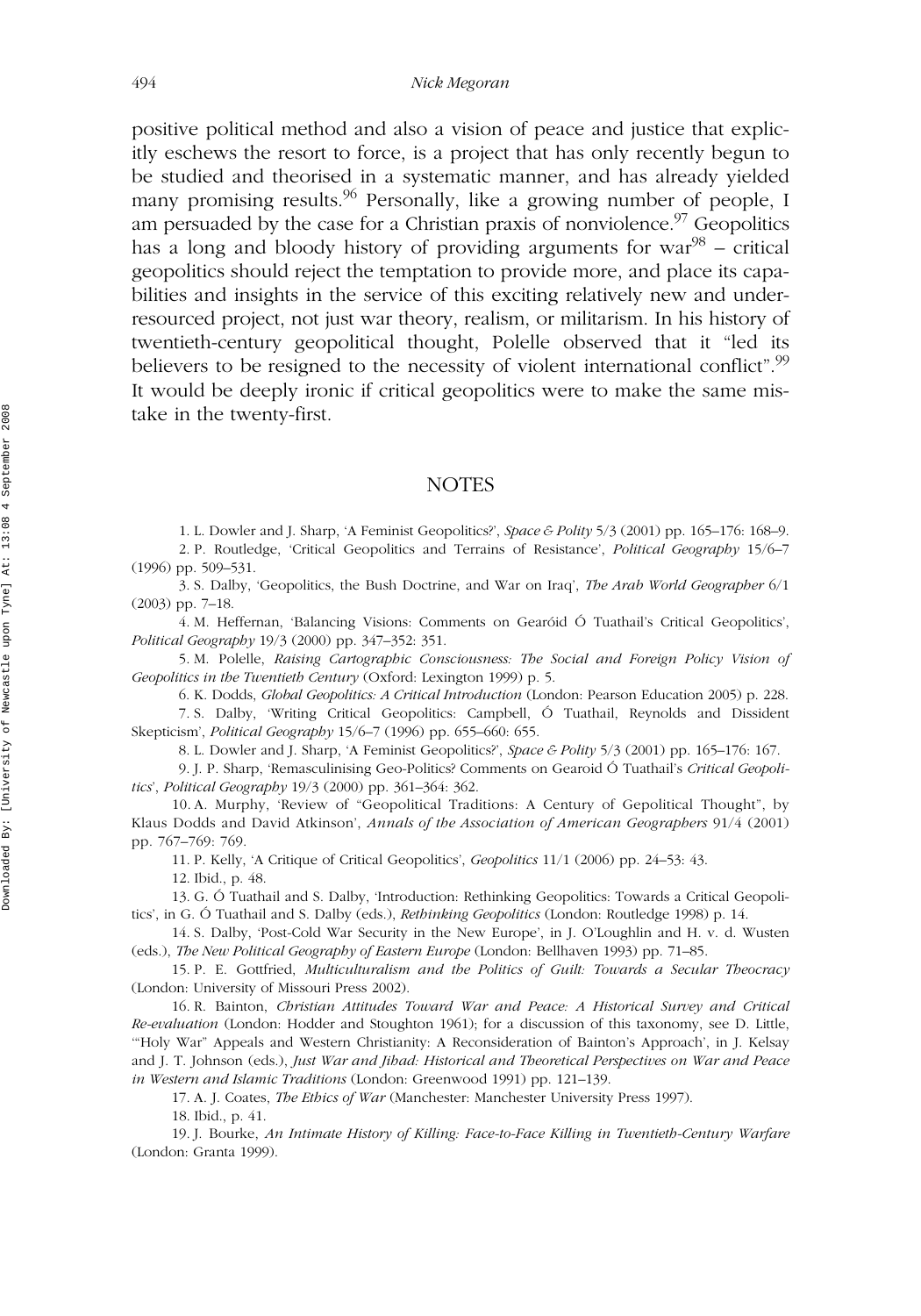positive political method and also a vision of peace and justice that explicitly eschews the resort to force, is a project that has only recently begun to be studied and theorised in a systematic manner, and has already yielded many promising results.[96] Personally, like a growing number of people, I am persuaded by the case for a Christian praxis of nonviolence.[97] Geopolitics has a long and bloody history of providing arguments for war[98] – critical geopolitics should reject the temptation to provide more, and place its capabilities and insights in the service of this exciting relatively new and under-resourced project, not just war theory, realism, or militarism. In his history of twentieth-century geopolitical thought, Polelle observed that it "led its believers to be resigned to the necessity of violent international conflict".[99] It would be deeply ironic if critical geopolitics were to make the same mistake in the twenty-first.

## NOTES

1. L. Dowler and J. Sharp, 'A Feminist Geopolitics?', *Space & Polity* 5/3 (2001) pp. 165–176: 168–9.
2. P. Routledge, 'Critical Geopolitics and Terrains of Resistance', *Political Geography* 15/6–7 (1996) pp. 509–531.
3. S. Dalby, 'Geopolitics, the Bush Doctrine, and War on Iraq', *The Arab World Geographer* 6/1 (2003) pp. 7–18.
4. M. Heffernan, 'Balancing Visions: Comments on Gearóid Ó Tuathail's Critical Geopolitics', *Political Geography* 19/3 (2000) pp. 347–352: 351.
5. M. Polelle, *Raising Cartographic Consciousness: The Social and Foreign Policy Vision of Geopolitics in the Twentieth Century* (Oxford: Lexington 1999) p. 5.
6. K. Dodds, *Global Geopolitics: A Critical Introduction* (London: Pearson Education 2005) p. 228.
7. S. Dalby, 'Writing Critical Geopolitics: Campbell, Ó Tuathail, Reynolds and Dissident Skepticism', *Political Geography* 15/6–7 (1996) pp. 655–660: 655.
8. L. Dowler and J. Sharp, 'A Feminist Geopolitics?', *Space & Polity* 5/3 (2001) pp. 165–176: 167.
9. J. P. Sharp, 'Remasculinising Geo-Politics? Comments on Gearoid Ó Tuathail's *Critical Geopolitics*', *Political Geography* 19/3 (2000) pp. 361–364: 362.
10. A. Murphy, 'Review of "Geopolitical Traditions: A Century of Gepolitical Thought", by Klaus Dodds and David Atkinson', *Annals of the Association of American Geographers* 91/4 (2001) pp. 767–769: 769.
11. P. Kelly, 'A Critique of Critical Geopolitics', *Geopolitics* 11/1 (2006) pp. 24–53: 43.
12. Ibid., p. 48.
13. G. Ó Tuathail and S. Dalby, 'Introduction: Rethinking Geopolitics: Towards a Critical Geopolitics', in G. Ó Tuathail and S. Dalby (eds.), *Rethinking Geopolitics* (London: Routledge 1998) p. 14.
14. S. Dalby, 'Post-Cold War Security in the New Europe', in J. O'Loughlin and H. v. d. Wusten (eds.), *The New Political Geography of Eastern Europe* (London: Bellhaven 1993) pp. 71–85.
15. P. E. Gottfried, *Multiculturalism and the Politics of Guilt: Towards a Secular Theocracy* (London: University of Missouri Press 2002).
16. R. Bainton, *Christian Attitudes Toward War and Peace: A Historical Survey and Critical Re-evaluation* (London: Hodder and Stoughton 1961); for a discussion of this taxonomy, see D. Little, '"Holy War" Appeals and Western Christianity: A Reconsideration of Bainton's Approach', in J. Kelsay and J. T. Johnson (eds.), *Just War and Jihad: Historical and Theoretical Perspectives on War and Peace in Western and Islamic Traditions* (London: Greenwood 1991) pp. 121–139.
17. A. J. Coates, *The Ethics of War* (Manchester: Manchester University Press 1997).
18. Ibid., p. 41.
19. J. Bourke, *An Intimate History of Killing: Face-to-Face Killing in Twentieth-Century Warfare* (London: Granta 1999).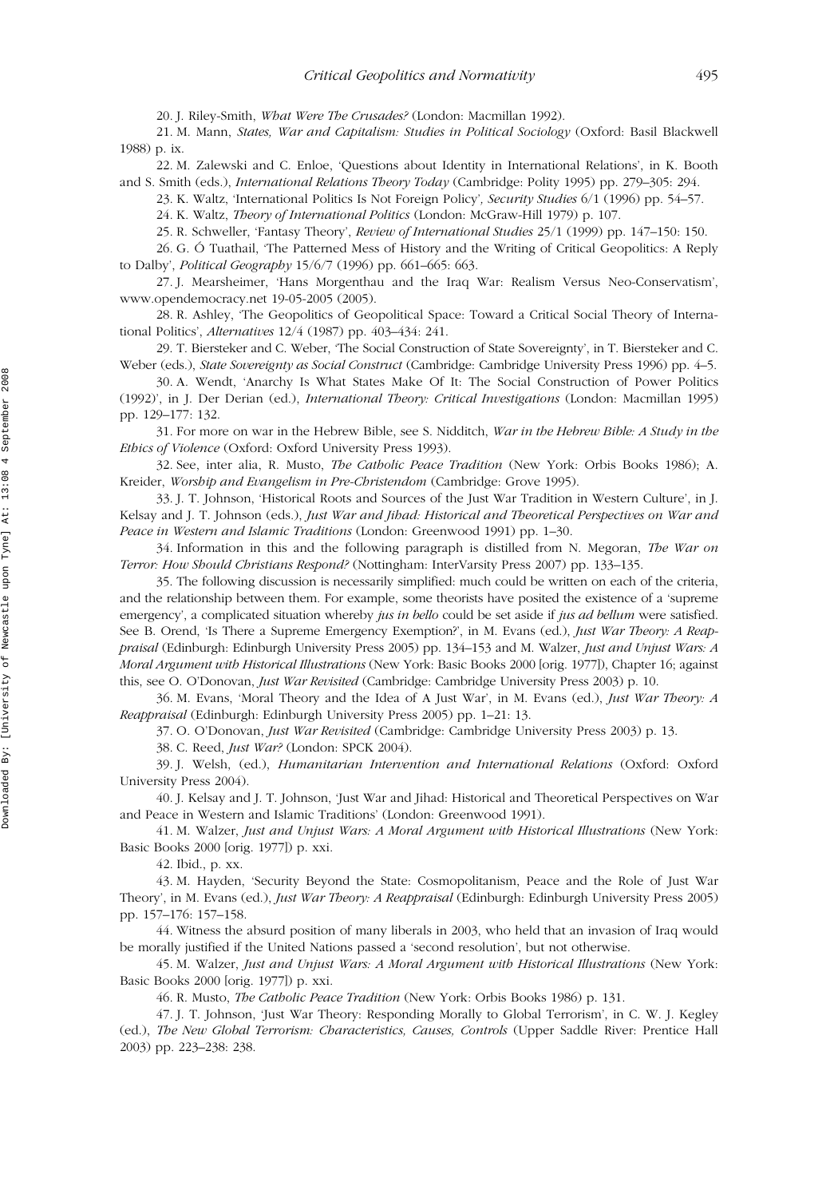20. J. Riley-Smith, *What Were The Crusades?* (London: Macmillan 1992).

21. M. Mann, *States, War and Capitalism: Studies in Political Sociology* (Oxford: Basil Blackwell 1988) p. ix.

22. M. Zalewski and C. Enloe, 'Questions about Identity in International Relations', in K. Booth and S. Smith (eds.), *International Relations Theory Today* (Cambridge: Polity 1995) pp. 279–305: 294.

23. K. Waltz, 'International Politics Is Not Foreign Policy', *Security Studies* 6/1 (1996) pp. 54–57.

24. K. Waltz, *Theory of International Politics* (London: McGraw-Hill 1979) p. 107.

25. R. Schweller, 'Fantasy Theory', *Review of International Studies* 25/1 (1999) pp. 147–150: 150.

26. G. Ó Tuathail, 'The Patterned Mess of History and the Writing of Critical Geopolitics: A Reply to Dalby', *Political Geography* 15/6/7 (1996) pp. 661–665: 663.

27. J. Mearsheimer, 'Hans Morgenthau and the Iraq War: Realism Versus Neo-Conservatism', www.opendemocracy.net 19-05-2005 (2005).

28. R. Ashley, 'The Geopolitics of Geopolitical Space: Toward a Critical Social Theory of International Politics', *Alternatives* 12/4 (1987) pp. 403–434: 241.

29. T. Biersteker and C. Weber, 'The Social Construction of State Sovereignty', in T. Biersteker and C. Weber (eds.), *State Sovereignty as Social Construct* (Cambridge: Cambridge University Press 1996) pp. 4–5.

30. A. Wendt, 'Anarchy Is What States Make Of It: The Social Construction of Power Politics (1992)', in J. Der Derian (ed.), *International Theory: Critical Investigations* (London: Macmillan 1995) pp. 129–177: 132.

31. For more on war in the Hebrew Bible, see S. Nidditch, *War in the Hebrew Bible: A Study in the Ethics of Violence* (Oxford: Oxford University Press 1993).

32. See, inter alia, R. Musto, *The Catholic Peace Tradition* (New York: Orbis Books 1986); A. Kreider, *Worship and Evangelism in Pre-Christendom* (Cambridge: Grove 1995).

33. J. T. Johnson, 'Historical Roots and Sources of the Just War Tradition in Western Culture', in J. Kelsay and J. T. Johnson (eds.), *Just War and Jihad: Historical and Theoretical Perspectives on War and Peace in Western and Islamic Traditions* (London: Greenwood 1991) pp. 1–30.

34. Information in this and the following paragraph is distilled from N. Megoran, *The War on Terror: How Should Christians Respond?* (Nottingham: InterVarsity Press 2007) pp. 133–135.

35. The following discussion is necessarily simplified: much could be written on each of the criteria, and the relationship between them. For example, some theorists have posited the existence of a 'supreme emergency', a complicated situation whereby *jus in bello* could be set aside if *jus ad bellum* were satisfied. See B. Orend, 'Is There a Supreme Emergency Exemption?', in M. Evans (ed.), *Just War Theory: A Reappraisal* (Edinburgh: Edinburgh University Press 2005) pp. 134–153 and M. Walzer, *Just and Unjust Wars: A Moral Argument with Historical Illustrations* (New York: Basic Books 2000 [orig. 1977]), Chapter 16; against this, see O. O'Donovan, *Just War Revisited* (Cambridge: Cambridge University Press 2003) p. 10.

36. M. Evans, 'Moral Theory and the Idea of A Just War', in M. Evans (ed.), *Just War Theory: A Reappraisal* (Edinburgh: Edinburgh University Press 2005) pp. 1–21: 13.

37. O. O'Donovan, *Just War Revisited* (Cambridge: Cambridge University Press 2003) p. 13.

38. C. Reed, *Just War?* (London: SPCK 2004).

39. J. Welsh, (ed.), *Humanitarian Intervention and International Relations* (Oxford: Oxford University Press 2004).

40. J. Kelsay and J. T. Johnson, 'Just War and Jihad: Historical and Theoretical Perspectives on War and Peace in Western and Islamic Traditions' (London: Greenwood 1991).

41. M. Walzer, *Just and Unjust Wars: A Moral Argument with Historical Illustrations* (New York: Basic Books 2000 [orig. 1977]) p. xxi.

42. Ibid., p. xx.

43. M. Hayden, 'Security Beyond the State: Cosmopolitanism, Peace and the Role of Just War Theory', in M. Evans (ed.), *Just War Theory: A Reappraisal* (Edinburgh: Edinburgh University Press 2005) pp. 157–176: 157–158.

44. Witness the absurd position of many liberals in 2003, who held that an invasion of Iraq would be morally justified if the United Nations passed a 'second resolution', but not otherwise.

45. M. Walzer, *Just and Unjust Wars: A Moral Argument with Historical Illustrations* (New York: Basic Books 2000 [orig. 1977]) p. xxi.

46. R. Musto, *The Catholic Peace Tradition* (New York: Orbis Books 1986) p. 131.

47. J. T. Johnson, 'Just War Theory: Responding Morally to Global Terrorism', in C. W. J. Kegley (ed.), *The New Global Terrorism: Characteristics, Causes, Controls* (Upper Saddle River: Prentice Hall 2003) pp. 223–238: 238.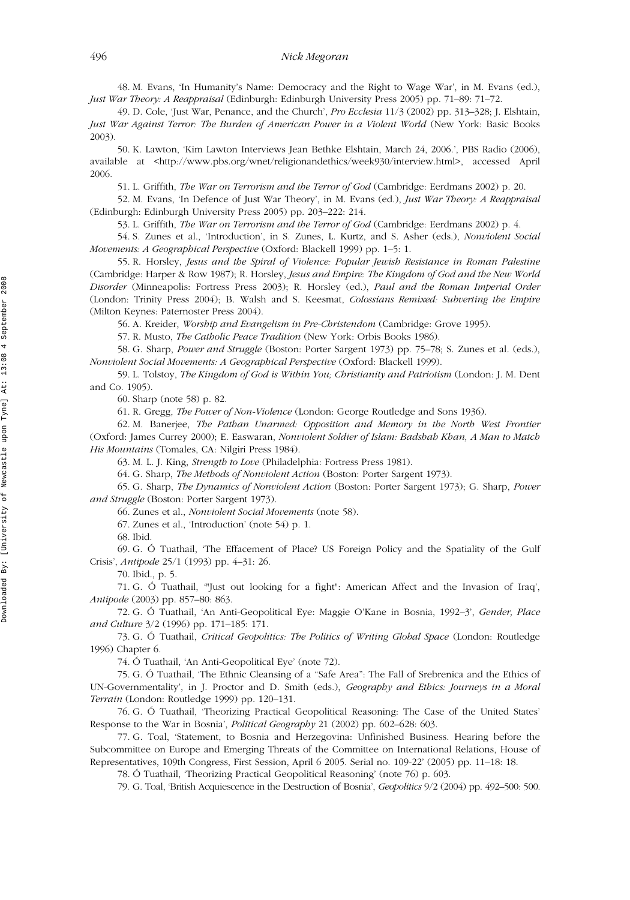48. M. Evans, 'In Humanity's Name: Democracy and the Right to Wage War', in M. Evans (ed.), *Just War Theory: A Reappraisal* (Edinburgh: Edinburgh University Press 2005) pp. 71–89: 71–72.

49. D. Cole, 'Just War, Penance, and the Church', *Pro Ecclesia* 11/3 (2002) pp. 313–328; J. Elshtain, *Just War Against Terror: The Burden of American Power in a Violent World* (New York: Basic Books 2003).

50. K. Lawton, 'Kim Lawton Interviews Jean Bethke Elshtain, March 24, 2006.', PBS Radio (2006), available at <http://www.pbs.org/wnet/religionandethics/week930/interview.html>, accessed April 2006.

51. L. Griffith, *The War on Terrorism and the Terror of God* (Cambridge: Eerdmans 2002) p. 20.

52. M. Evans, 'In Defence of Just War Theory', in M. Evans (ed.), *Just War Theory: A Reappraisal* (Edinburgh: Edinburgh University Press 2005) pp. 203–222: 214.

53. L. Griffith, *The War on Terrorism and the Terror of God* (Cambridge: Eerdmans 2002) p. 4.

54. S. Zunes et al., 'Introduction', in S. Zunes, L. Kurtz, and S. Asher (eds.), *Nonviolent Social Movements: A Geographical Perspective* (Oxford: Blackell 1999) pp. 1–5: 1.

55. R. Horsley, *Jesus and the Spiral of Violence: Popular Jewish Resistance in Roman Palestine* (Cambridge: Harper & Row 1987); R. Horsley, *Jesus and Empire: The Kingdom of God and the New World Disorder* (Minneapolis: Fortress Press 2003); R. Horsley (ed.), *Paul and the Roman Imperial Order* (London: Trinity Press 2004); B. Walsh and S. Keesmat, *Colossians Remixed: Subverting the Empire* (Milton Keynes: Paternoster Press 2004).

56. A. Kreider, *Worship and Evangelism in Pre-Christendom* (Cambridge: Grove 1995).

57. R. Musto, *The Catholic Peace Tradition* (New York: Orbis Books 1986).

58. G. Sharp, *Power and Struggle* (Boston: Porter Sargent 1973) pp. 75–78; S. Zunes et al. (eds.), *Nonviolent Social Movements: A Geographical Perspective* (Oxford: Blackell 1999).

59. L. Tolstoy, *The Kingdom of God is Within You; Christianity and Patriotism* (London: J. M. Dent and Co. 1905).

60. Sharp (note 58) p. 82.

61. R. Gregg, *The Power of Non-Violence* (London: George Routledge and Sons 1936).

62. M. Banerjee, *The Pathan Unarmed: Opposition and Memory in the North West Frontier* (Oxford: James Currey 2000); E. Easwaran, *Nonviolent Soldier of Islam: Badshah Khan, A Man to Match His Mountains* (Tomales, CA: Nilgiri Press 1984).

63. M. L. J. King, *Strength to Love* (Philadelphia: Fortress Press 1981).

64. G. Sharp, *The Methods of Nonviolent Action* (Boston: Porter Sargent 1973).

65. G. Sharp, *The Dynamics of Nonviolent Action* (Boston: Porter Sargent 1973); G. Sharp, *Power and Struggle* (Boston: Porter Sargent 1973).

66. Zunes et al., *Nonviolent Social Movements* (note 58).

67. Zunes et al., 'Introduction' (note 54) p. 1.

68. Ibid.

69. G. Ó Tuathail, 'The Effacement of Place? US Foreign Policy and the Spatiality of the Gulf Crisis', *Antipode* 25/1 (1993) pp. 4–31: 26.

70. Ibid., p. 5.

71. G. Ó Tuathail, '"Just out looking for a fight": American Affect and the Invasion of Iraq', *Antipode* (2003) pp. 857–80: 863.

72. G. Ó Tuathail, 'An Anti-Geopolitical Eye: Maggie O'Kane in Bosnia, 1992–3', *Gender, Place and Culture* 3/2 (1996) pp. 171–185: 171.

73. G. Ó Tuathail, *Critical Geopolitics: The Politics of Writing Global Space* (London: Routledge 1996) Chapter 6.

74. Ó Tuathail, 'An Anti-Geopolitical Eye' (note 72).

75. G. Ó Tuathail, 'The Ethnic Cleansing of a "Safe Area": The Fall of Srebrenica and the Ethics of UN-Governmentality', in J. Proctor and D. Smith (eds.), *Geography and Ethics: Journeys in a Moral Terrain* (London: Routledge 1999) pp. 120–131.

76. G. Ó Tuathail, 'Theorizing Practical Geopolitical Reasoning: The Case of the United States' Response to the War in Bosnia', *Political Geography* 21 (2002) pp. 602–628: 603.

77. G. Toal, 'Statement, to Bosnia and Herzegovina: Unfinished Business. Hearing before the Subcommittee on Europe and Emerging Threats of the Committee on International Relations, House of Representatives, 109th Congress, First Session, April 6 2005. Serial no. 109-22' (2005) pp. 11–18: 18.

78. Ó Tuathail, 'Theorizing Practical Geopolitical Reasoning' (note 76) p. 603.

79. G. Toal, 'British Acquiescence in the Destruction of Bosnia', *Geopolitics* 9/2 (2004) pp. 492–500: 500.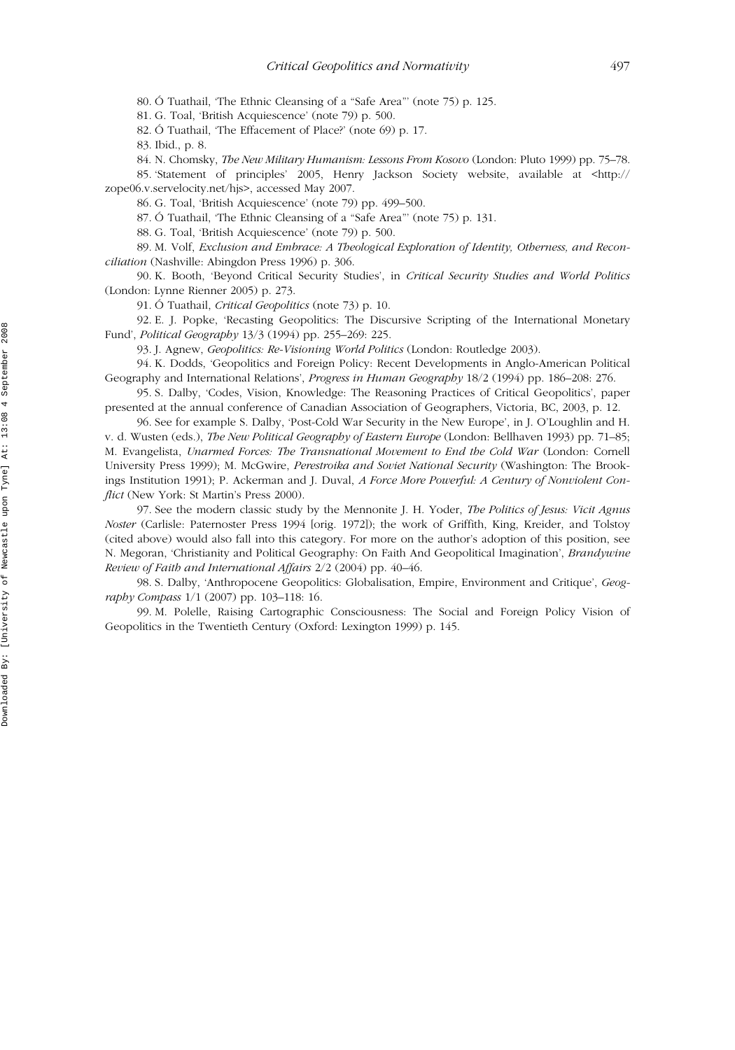80. Ó Tuathail, 'The Ethnic Cleansing of a "Safe Area"' (note 75) p. 125.

81. G. Toal, 'British Acquiescence' (note 79) p. 500.

82. Ó Tuathail, 'The Effacement of Place?' (note 69) p. 17.

83. Ibid., p. 8.

84. N. Chomsky, *The New Military Humanism: Lessons From Kosovo* (London: Pluto 1999) pp. 75–78.

85. 'Statement of principles' 2005, Henry Jackson Society website, available at <http://zope06.v.servelocity.net/hjs>, accessed May 2007.

86. G. Toal, 'British Acquiescence' (note 79) pp. 499–500.

87. Ó Tuathail, 'The Ethnic Cleansing of a "Safe Area"' (note 75) p. 131.

88. G. Toal, 'British Acquiescence' (note 79) p. 500.

89. M. Volf, *Exclusion and Embrace: A Theological Exploration of Identity, Otherness, and Reconciliation* (Nashville: Abingdon Press 1996) p. 306.

90. K. Booth, 'Beyond Critical Security Studies', in *Critical Security Studies and World Politics* (London: Lynne Rienner 2005) p. 273.

91. Ó Tuathail, *Critical Geopolitics* (note 73) p. 10.

92. E. J. Popke, 'Recasting Geopolitics: The Discursive Scripting of the International Monetary Fund', *Political Geography* 13/3 (1994) pp. 255–269: 225.

93. J. Agnew, *Geopolitics: Re-Visioning World Politics* (London: Routledge 2003).

94. K. Dodds, 'Geopolitics and Foreign Policy: Recent Developments in Anglo-American Political Geography and International Relations', *Progress in Human Geography* 18/2 (1994) pp. 186–208: 276.

95. S. Dalby, 'Codes, Vision, Knowledge: The Reasoning Practices of Critical Geopolitics', paper presented at the annual conference of Canadian Association of Geographers, Victoria, BC, 2003, p. 12.

96. See for example S. Dalby, 'Post-Cold War Security in the New Europe', in J. O'Loughlin and H. v. d. Wusten (eds.), *The New Political Geography of Eastern Europe* (London: Bellhaven 1993) pp. 71–85; M. Evangelista, *Unarmed Forces: The Transnational Movement to End the Cold War* (London: Cornell University Press 1999); M. McGwire, *Perestroika and Soviet National Security* (Washington: The Brookings Institution 1991); P. Ackerman and J. Duval, *A Force More Powerful: A Century of Nonviolent Conflict* (New York: St Martin's Press 2000).

97. See the modern classic study by the Mennonite J. H. Yoder, *The Politics of Jesus: Vicit Agnus Noster* (Carlisle: Paternoster Press 1994 [orig. 1972]); the work of Griffith, King, Kreider, and Tolstoy (cited above) would also fall into this category. For more on the author's adoption of this position, see N. Megoran, 'Christianity and Political Geography: On Faith And Geopolitical Imagination', *Brandywine Review of Faith and International Affairs* 2/2 (2004) pp. 40–46.

98. S. Dalby, 'Anthropocene Geopolitics: Globalisation, Empire, Environment and Critique', *Geography Compass* 1/1 (2007) pp. 103–118: 16.

99. M. Polelle, Raising Cartographic Consciousness: The Social and Foreign Policy Vision of Geopolitics in the Twentieth Century (Oxford: Lexington 1999) p. 145.